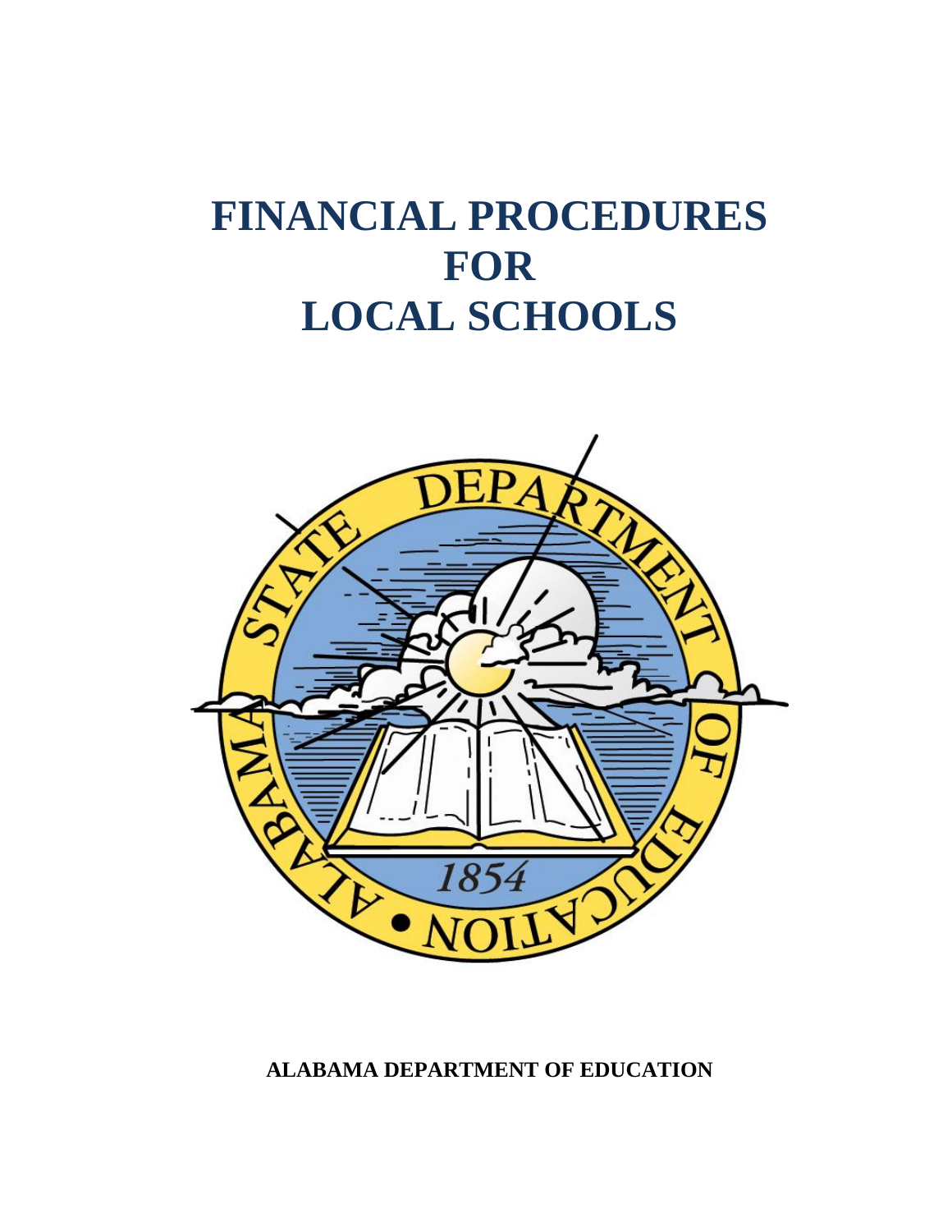# FINANCIAL PROCEDURES FOR LOCAL SCHOOLS

**ALABAMA DEPARTMENT OF EDUCATION**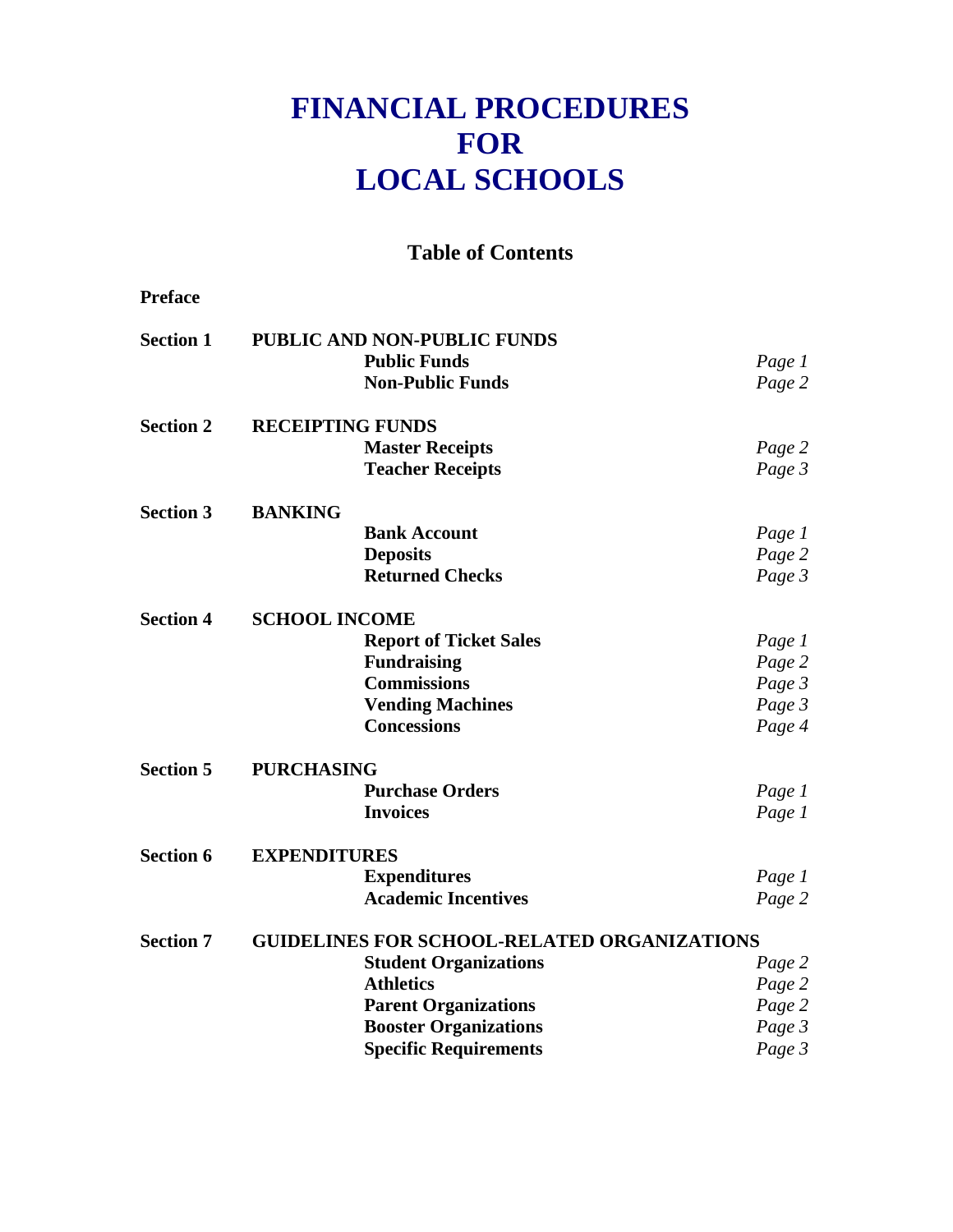# FINANCIAL PROCEDURES FOR LOCAL SCHOOLS

## Table of Contents

**Preface**

| | | | |
|---|---|---|---|
| **Section 1** | **PUBLIC AND NON-PUBLIC FUNDS** | | |
| | | **Public Funds** | *Page 1* |
| | | **Non-Public Funds** | *Page 2* |
| **Section 2** | **RECEIPTING FUNDS** | | |
| | | **Master Receipts** | *Page 2* |
| | | **Teacher Receipts** | *Page 3* |
| **Section 3** | **BANKING** | | |
| | | **Bank Account** | *Page 1* |
| | | **Deposits** | *Page 2* |
| | | **Returned Checks** | *Page 3* |
| **Section 4** | **SCHOOL INCOME** | | |
| | | **Report of Ticket Sales** | *Page 1* |
| | | **Fundraising** | *Page 2* |
| | | **Commissions** | *Page 3* |
| | | **Vending Machines** | *Page 3* |
| | | **Concessions** | *Page 4* |
| **Section 5** | **PURCHASING** | | |
| | | **Purchase Orders** | *Page 1* |
| | | **Invoices** | *Page 1* |
| **Section 6** | **EXPENDITURES** | | |
| | | **Expenditures** | *Page 1* |
| | | **Academic Incentives** | *Page 2* |
| **Section 7** | **GUIDELINES FOR SCHOOL-RELATED ORGANIZATIONS** | | |
| | | **Student Organizations** | *Page 2* |
| | | **Athletics** | *Page 2* |
| | | **Parent Organizations** | *Page 2* |
| | | **Booster Organizations** | *Page 3* |
| | | **Specific Requirements** | *Page 3* |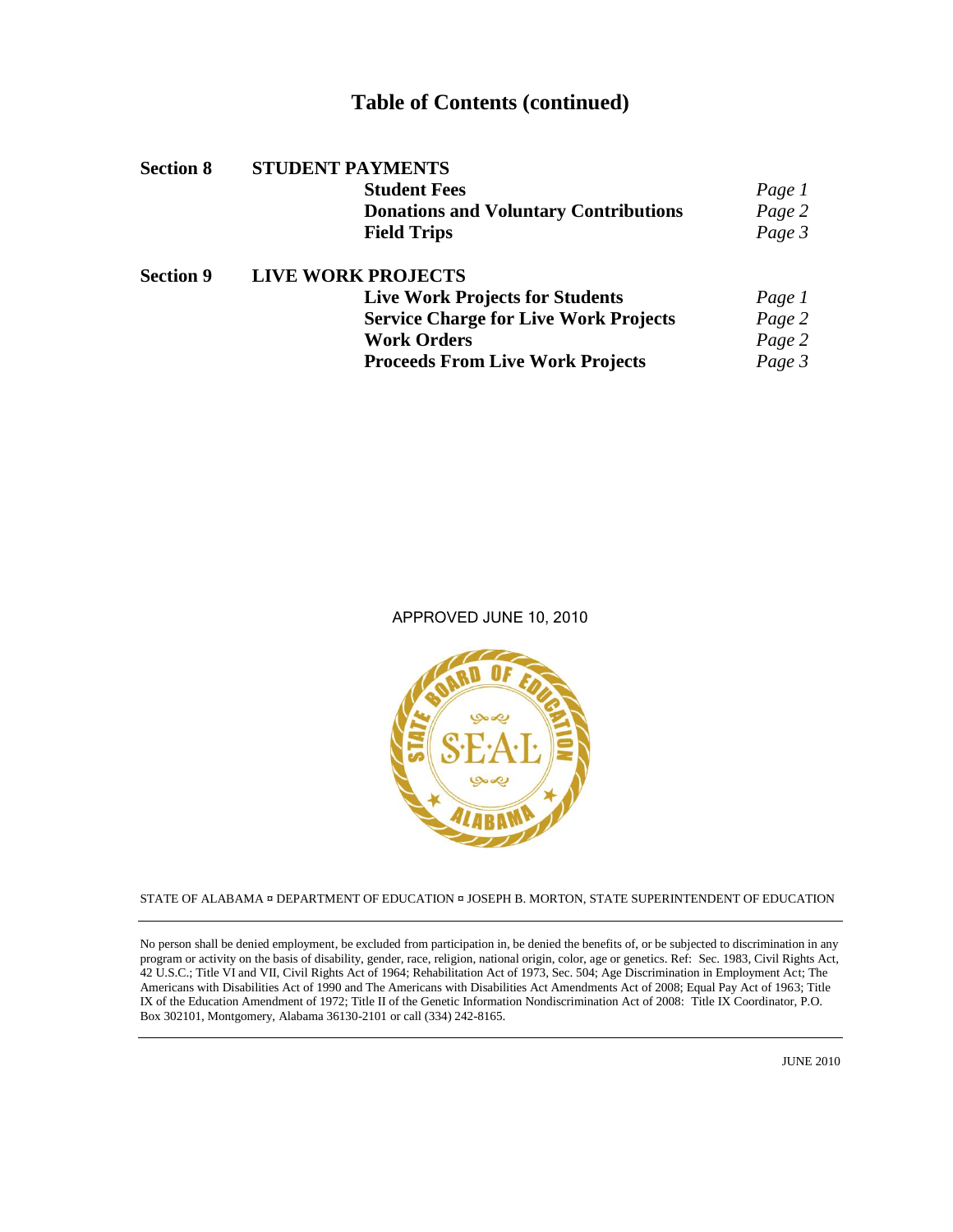# Table of Contents (continued)

| | | |
|---|---|---|
| **Section 8** | **STUDENT PAYMENTS** | |
| | **Student Fees** | *Page 1* |
| | **Donations and Voluntary Contributions** | *Page 2* |
| | **Field Trips** | *Page 3* |
| **Section 9** | **LIVE WORK PROJECTS** | |
| | **Live Work Projects for Students** | *Page 1* |
| | **Service Charge for Live Work Projects** | *Page 2* |
| | **Work Orders** | *Page 2* |
| | **Proceeds From Live Work Projects** | *Page 3* |

APPROVED JUNE 10, 2010

STATE OF ALABAMA ¤ DEPARTMENT OF EDUCATION ¤ JOSEPH B. MORTON, STATE SUPERINTENDENT OF EDUCATION

No person shall be denied employment, be excluded from participation in, be denied the benefits of, or be subjected to discrimination in any program or activity on the basis of disability, gender, race, religion, national origin, color, age or genetics. Ref: Sec. 1983, Civil Rights Act, 42 U.S.C.; Title VI and VII, Civil Rights Act of 1964; Rehabilitation Act of 1973, Sec. 504; Age Discrimination in Employment Act; The Americans with Disabilities Act of 1990 and The Americans with Disabilities Act Amendments Act of 2008; Equal Pay Act of 1963; Title IX of the Education Amendment of 1972; Title II of the Genetic Information Nondiscrimination Act of 2008: Title IX Coordinator, P.O. Box 302101, Montgomery, Alabama 36130-2101 or call (334) 242-8165.

JUNE 2010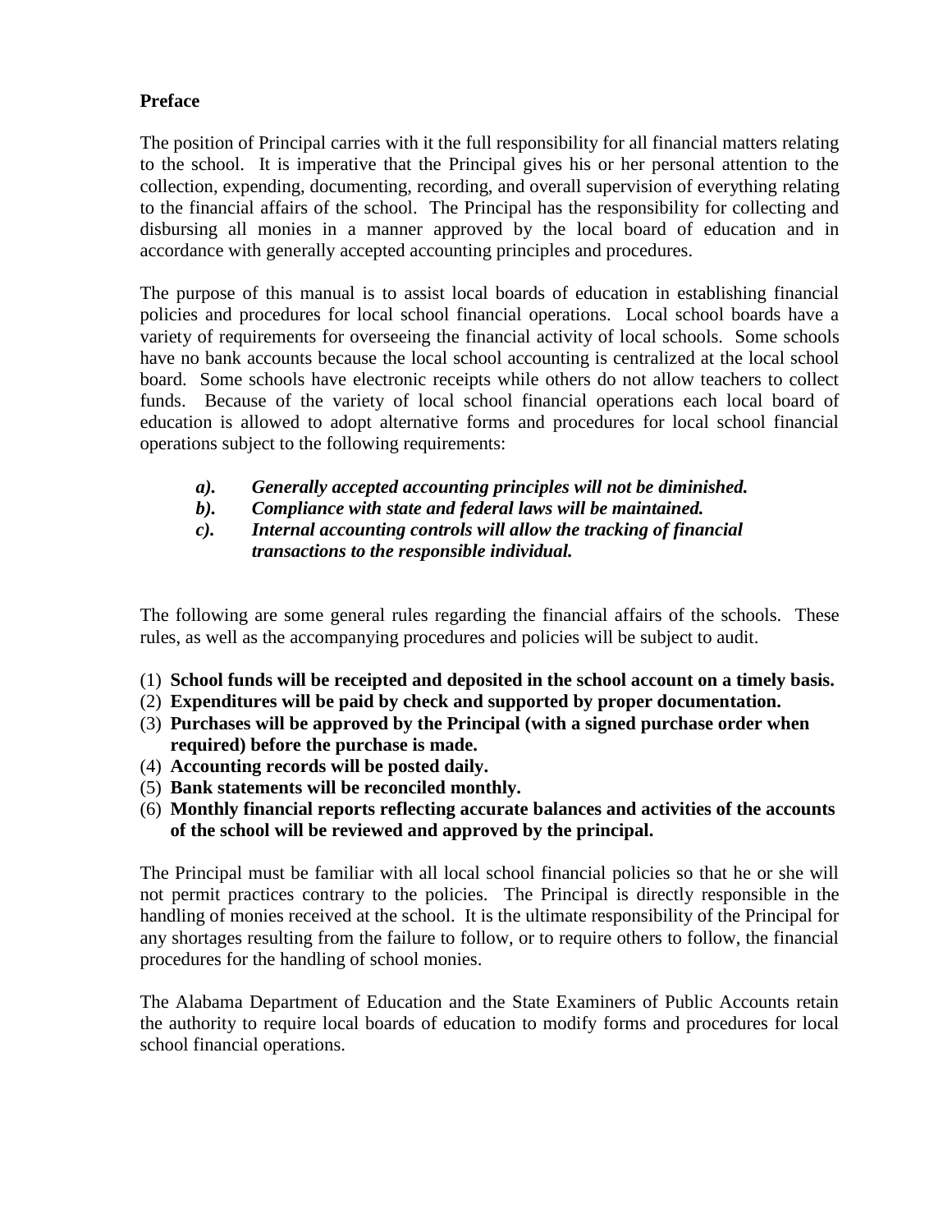**Preface**

The position of Principal carries with it the full responsibility for all financial matters relating to the school. It is imperative that the Principal gives his or her personal attention to the collection, expending, documenting, recording, and overall supervision of everything relating to the financial affairs of the school. The Principal has the responsibility for collecting and disbursing all monies in a manner approved by the local board of education and in accordance with generally accepted accounting principles and procedures.

The purpose of this manual is to assist local boards of education in establishing financial policies and procedures for local school financial operations. Local school boards have a variety of requirements for overseeing the financial activity of local schools. Some schools have no bank accounts because the local school accounting is centralized at the local school board. Some schools have electronic receipts while others do not allow teachers to collect funds. Because of the variety of local school financial operations each local board of education is allowed to adopt alternative forms and procedures for local school financial operations subject to the following requirements:

- ***a). Generally accepted accounting principles will not be diminished.***
- ***b). Compliance with state and federal laws will be maintained.***
- ***c). Internal accounting controls will allow the tracking of financial transactions to the responsible individual.***

The following are some general rules regarding the financial affairs of the schools. These rules, as well as the accompanying procedures and policies will be subject to audit.

1. **School funds will be receipted and deposited in the school account on a timely basis.**
2. **Expenditures will be paid by check and supported by proper documentation.**
3. **Purchases will be approved by the Principal (with a signed purchase order when required) before the purchase is made.**
4. **Accounting records will be posted daily.**
5. **Bank statements will be reconciled monthly.**
6. **Monthly financial reports reflecting accurate balances and activities of the accounts of the school will be reviewed and approved by the principal.**

The Principal must be familiar with all local school financial policies so that he or she will not permit practices contrary to the policies. The Principal is directly responsible in the handling of monies received at the school. It is the ultimate responsibility of the Principal for any shortages resulting from the failure to follow, or to require others to follow, the financial procedures for the handling of school monies.

The Alabama Department of Education and the State Examiners of Public Accounts retain the authority to require local boards of education to modify forms and procedures for local school financial operations.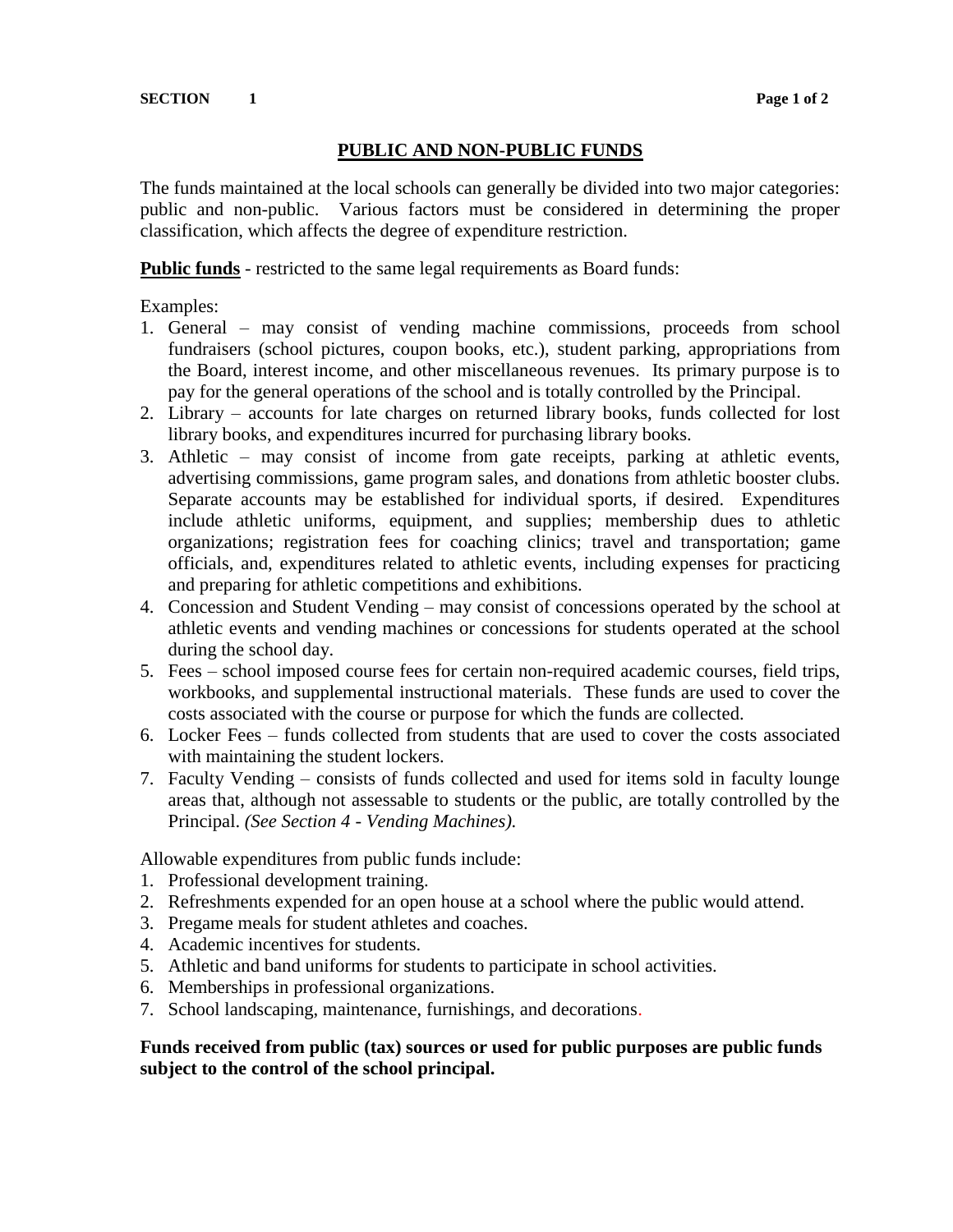## PUBLIC AND NON-PUBLIC FUNDS

The funds maintained at the local schools can generally be divided into two major categories: public and non-public. Various factors must be considered in determining the proper classification, which affects the degree of expenditure restriction.

**Public funds** - restricted to the same legal requirements as Board funds:

Examples:

1. General – may consist of vending machine commissions, proceeds from school fundraisers (school pictures, coupon books, etc.), student parking, appropriations from the Board, interest income, and other miscellaneous revenues. Its primary purpose is to pay for the general operations of the school and is totally controlled by the Principal.
2. Library – accounts for late charges on returned library books, funds collected for lost library books, and expenditures incurred for purchasing library books.
3. Athletic – may consist of income from gate receipts, parking at athletic events, advertising commissions, game program sales, and donations from athletic booster clubs. Separate accounts may be established for individual sports, if desired. Expenditures include athletic uniforms, equipment, and supplies; membership dues to athletic organizations; registration fees for coaching clinics; travel and transportation; game officials, and, expenditures related to athletic events, including expenses for practicing and preparing for athletic competitions and exhibitions.
4. Concession and Student Vending – may consist of concessions operated by the school at athletic events and vending machines or concessions for students operated at the school during the school day.
5. Fees – school imposed course fees for certain non-required academic courses, field trips, workbooks, and supplemental instructional materials. These funds are used to cover the costs associated with the course or purpose for which the funds are collected.
6. Locker Fees – funds collected from students that are used to cover the costs associated with maintaining the student lockers.
7. Faculty Vending – consists of funds collected and used for items sold in faculty lounge areas that, although not assessable to students or the public, are totally controlled by the Principal. *(See Section 4 - Vending Machines).*

Allowable expenditures from public funds include:

1. Professional development training.
2. Refreshments expended for an open house at a school where the public would attend.
3. Pregame meals for student athletes and coaches.
4. Academic incentives for students.
5. Athletic and band uniforms for students to participate in school activities.
6. Memberships in professional organizations.
7. School landscaping, maintenance, furnishings, and decorations.

**Funds received from public (tax) sources or used for public purposes are public funds subject to the control of the school principal.**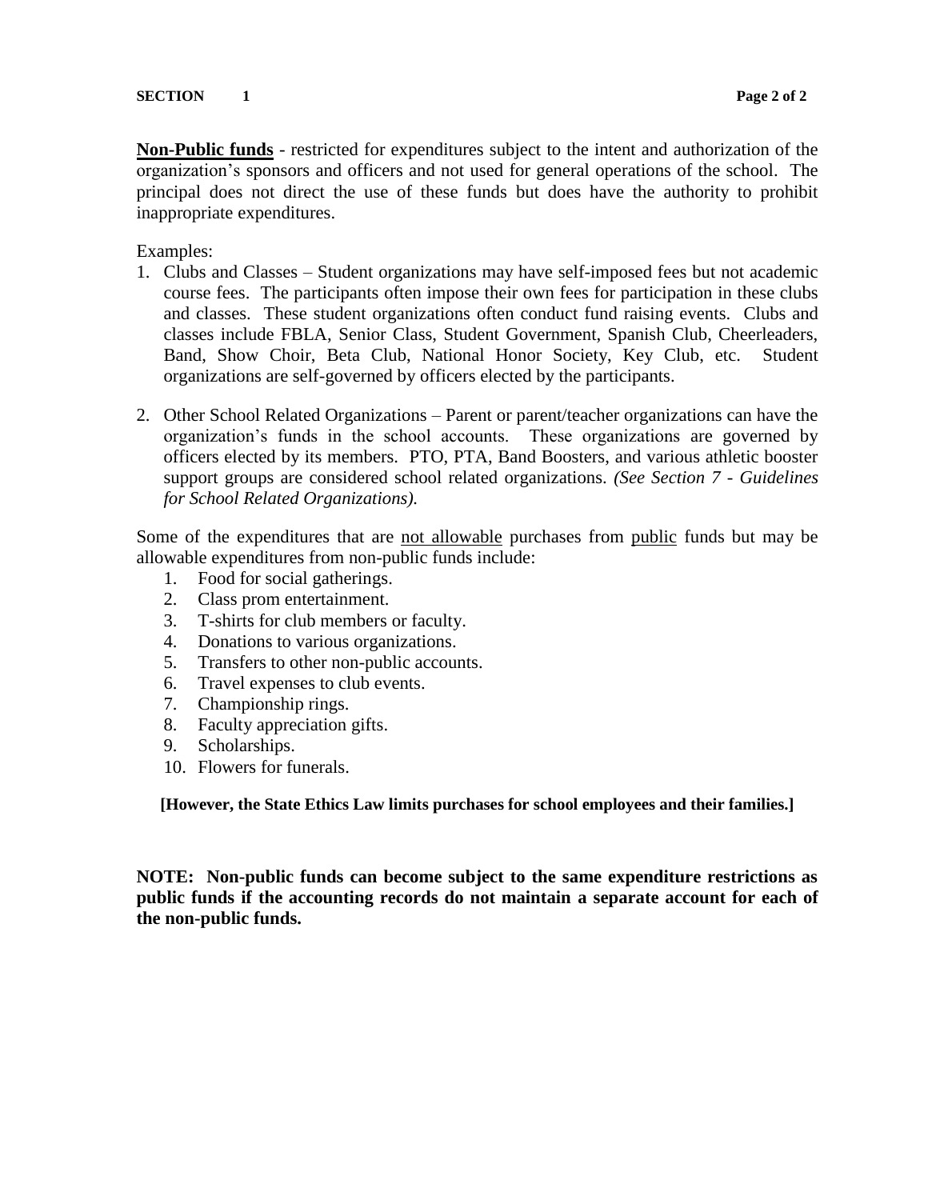**<u>Non-Public funds</u>** - restricted for expenditures subject to the intent and authorization of the organization's sponsors and officers and not used for general operations of the school. The principal does not direct the use of these funds but does have the authority to prohibit inappropriate expenditures.

Examples:

1. Clubs and Classes – Student organizations may have self-imposed fees but not academic course fees. The participants often impose their own fees for participation in these clubs and classes. These student organizations often conduct fund raising events. Clubs and classes include FBLA, Senior Class, Student Government, Spanish Club, Cheerleaders, Band, Show Choir, Beta Club, National Honor Society, Key Club, etc. Student organizations are self-governed by officers elected by the participants.

2. Other School Related Organizations – Parent or parent/teacher organizations can have the organization's funds in the school accounts. These organizations are governed by officers elected by its members. PTO, PTA, Band Boosters, and various athletic booster support groups are considered school related organizations. *(See Section 7 - Guidelines for School Related Organizations).*

Some of the expenditures that are <u>not allowable</u> purchases from <u>public</u> funds but may be allowable expenditures from non-public funds include:

1. Food for social gatherings.
2. Class prom entertainment.
3. T-shirts for club members or faculty.
4. Donations to various organizations.
5. Transfers to other non-public accounts.
6. Travel expenses to club events.
7. Championship rings.
8. Faculty appreciation gifts.
9. Scholarships.
10. Flowers for funerals.

**[However, the State Ethics Law limits purchases for school employees and their families.]**

**NOTE: Non-public funds can become subject to the same expenditure restrictions as public funds if the accounting records do not maintain a separate account for each of the non-public funds.**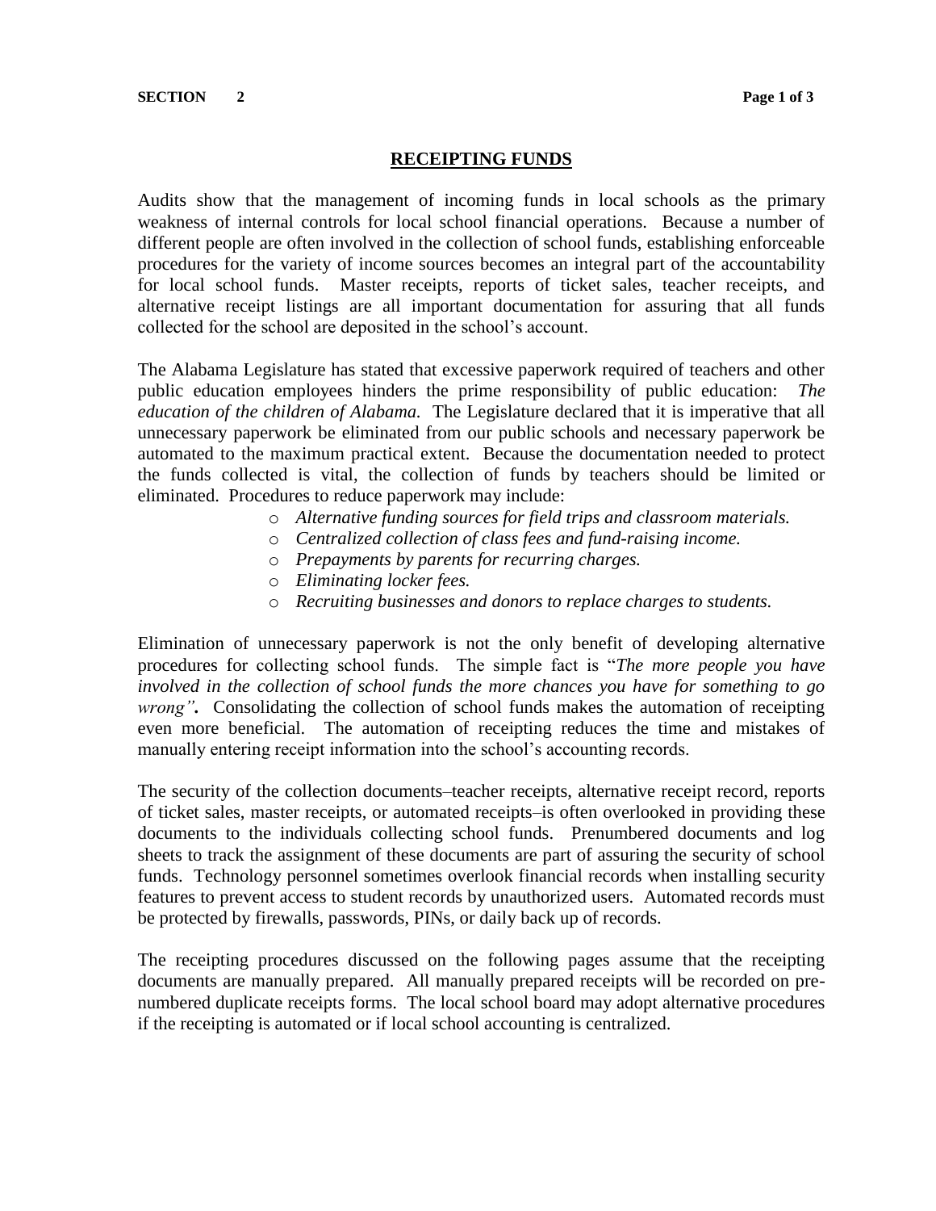## RECEIPTING FUNDS

Audits show that the management of incoming funds in local schools as the primary weakness of internal controls for local school financial operations. Because a number of different people are often involved in the collection of school funds, establishing enforceable procedures for the variety of income sources becomes an integral part of the accountability for local school funds. Master receipts, reports of ticket sales, teacher receipts, and alternative receipt listings are all important documentation for assuring that all funds collected for the school are deposited in the school's account.

The Alabama Legislature has stated that excessive paperwork required of teachers and other public education employees hinders the prime responsibility of public education: *The education of the children of Alabama.* The Legislature declared that it is imperative that all unnecessary paperwork be eliminated from our public schools and necessary paperwork be automated to the maximum practical extent. Because the documentation needed to protect the funds collected is vital, the collection of funds by teachers should be limited or eliminated. Procedures to reduce paperwork may include:

- *Alternative funding sources for field trips and classroom materials.*
- *Centralized collection of class fees and fund-raising income.*
- *Prepayments by parents for recurring charges.*
- *Eliminating locker fees.*
- *Recruiting businesses and donors to replace charges to students.*

Elimination of unnecessary paperwork is not the only benefit of developing alternative procedures for collecting school funds. The simple fact is "*The more people you have involved in the collection of school funds the more chances you have for something to go wrong"***.** Consolidating the collection of school funds makes the automation of receipting even more beneficial. The automation of receipting reduces the time and mistakes of manually entering receipt information into the school's accounting records.

The security of the collection documents–teacher receipts, alternative receipt record, reports of ticket sales, master receipts, or automated receipts–is often overlooked in providing these documents to the individuals collecting school funds. Prenumbered documents and log sheets to track the assignment of these documents are part of assuring the security of school funds. Technology personnel sometimes overlook financial records when installing security features to prevent access to student records by unauthorized users. Automated records must be protected by firewalls, passwords, PINs, or daily back up of records.

The receipting procedures discussed on the following pages assume that the receipting documents are manually prepared. All manually prepared receipts will be recorded on pre-numbered duplicate receipts forms. The local school board may adopt alternative procedures if the receipting is automated or if local school accounting is centralized.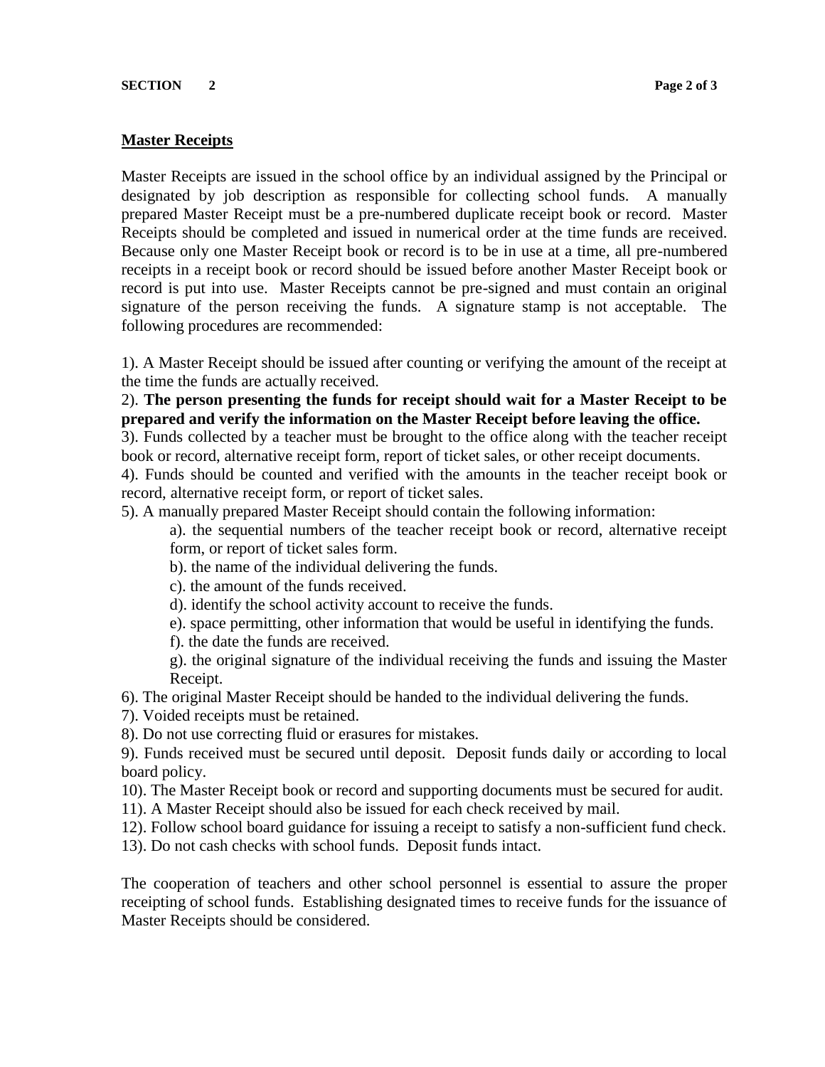## Master Receipts

Master Receipts are issued in the school office by an individual assigned by the Principal or designated by job description as responsible for collecting school funds. A manually prepared Master Receipt must be a pre-numbered duplicate receipt book or record. Master Receipts should be completed and issued in numerical order at the time funds are received. Because only one Master Receipt book or record is to be in use at a time, all pre-numbered receipts in a receipt book or record should be issued before another Master Receipt book or record is put into use. Master Receipts cannot be pre-signed and must contain an original signature of the person receiving the funds. A signature stamp is not acceptable. The following procedures are recommended:

1). A Master Receipt should be issued after counting or verifying the amount of the receipt at the time the funds are actually received.

2). **The person presenting the funds for receipt should wait for a Master Receipt to be prepared and verify the information on the Master Receipt before leaving the office.**

3). Funds collected by a teacher must be brought to the office along with the teacher receipt book or record, alternative receipt form, report of ticket sales, or other receipt documents.

4). Funds should be counted and verified with the amounts in the teacher receipt book or record, alternative receipt form, or report of ticket sales.

5). A manually prepared Master Receipt should contain the following information:

> a). the sequential numbers of the teacher receipt book or record, alternative receipt form, or report of ticket sales form.
>
> b). the name of the individual delivering the funds.
>
> c). the amount of the funds received.
>
> d). identify the school activity account to receive the funds.
>
> e). space permitting, other information that would be useful in identifying the funds.
>
> f). the date the funds are received.
>
> g). the original signature of the individual receiving the funds and issuing the Master Receipt.

6). The original Master Receipt should be handed to the individual delivering the funds.

7). Voided receipts must be retained.

8). Do not use correcting fluid or erasures for mistakes.

9). Funds received must be secured until deposit. Deposit funds daily or according to local board policy.

10). The Master Receipt book or record and supporting documents must be secured for audit.

11). A Master Receipt should also be issued for each check received by mail.

12). Follow school board guidance for issuing a receipt to satisfy a non-sufficient fund check.

13). Do not cash checks with school funds. Deposit funds intact.

The cooperation of teachers and other school personnel is essential to assure the proper receipting of school funds. Establishing designated times to receive funds for the issuance of Master Receipts should be considered.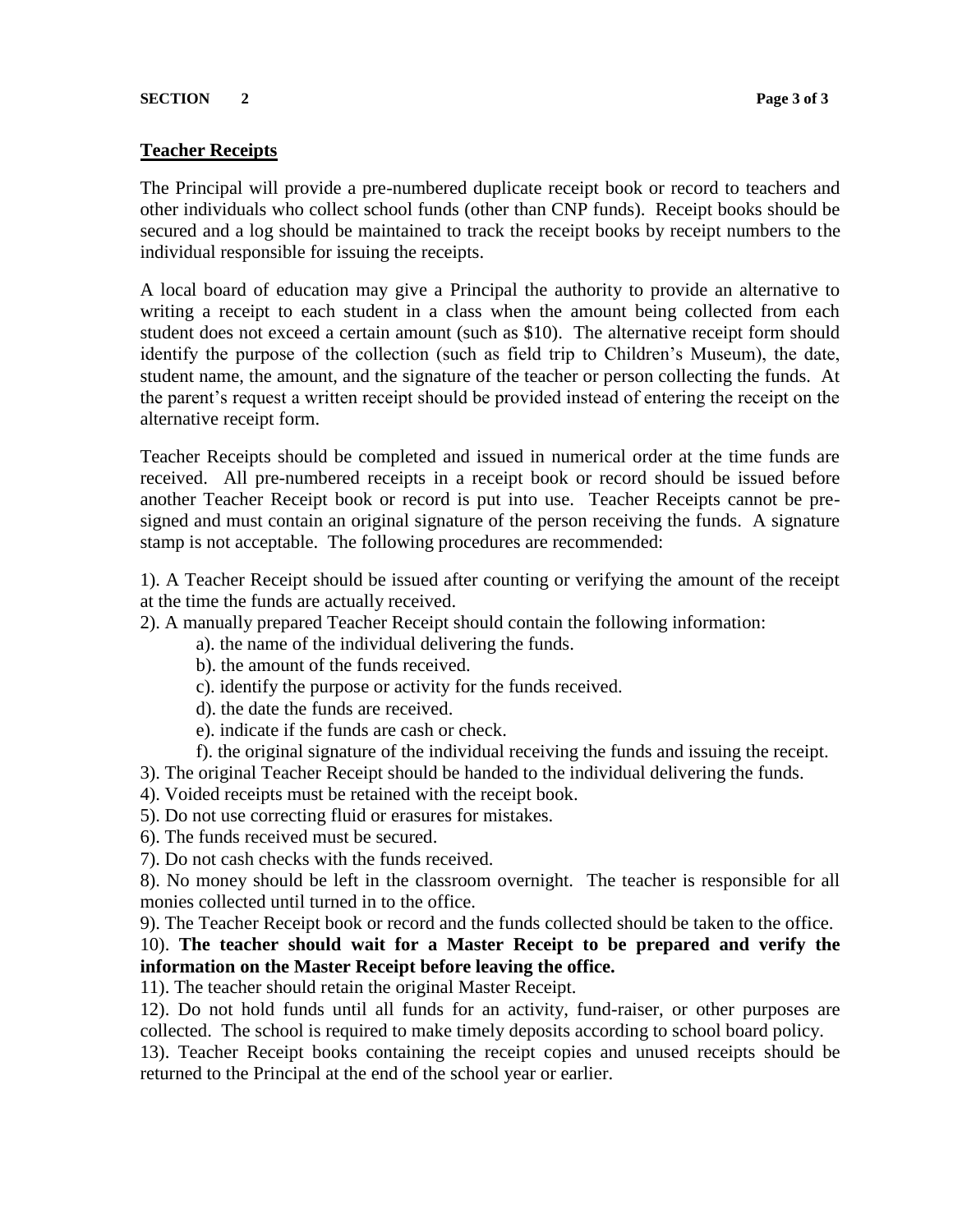## Teacher Receipts

The Principal will provide a pre-numbered duplicate receipt book or record to teachers and other individuals who collect school funds (other than CNP funds). Receipt books should be secured and a log should be maintained to track the receipt books by receipt numbers to the individual responsible for issuing the receipts.

A local board of education may give a Principal the authority to provide an alternative to writing a receipt to each student in a class when the amount being collected from each student does not exceed a certain amount (such as $10). The alternative receipt form should identify the purpose of the collection (such as field trip to Children's Museum), the date, student name, the amount, and the signature of the teacher or person collecting the funds. At the parent's request a written receipt should be provided instead of entering the receipt on the alternative receipt form.

Teacher Receipts should be completed and issued in numerical order at the time funds are received. All pre-numbered receipts in a receipt book or record should be issued before another Teacher Receipt book or record is put into use. Teacher Receipts cannot be pre-signed and must contain an original signature of the person receiving the funds. A signature stamp is not acceptable. The following procedures are recommended:

1). A Teacher Receipt should be issued after counting or verifying the amount of the receipt at the time the funds are actually received.

2). A manually prepared Teacher Receipt should contain the following information:

- a). the name of the individual delivering the funds.
- b). the amount of the funds received.
- c). identify the purpose or activity for the funds received.
- d). the date the funds are received.
- e). indicate if the funds are cash or check.
- f). the original signature of the individual receiving the funds and issuing the receipt.

3). The original Teacher Receipt should be handed to the individual delivering the funds.

4). Voided receipts must be retained with the receipt book.

5). Do not use correcting fluid or erasures for mistakes.

6). The funds received must be secured.

7). Do not cash checks with the funds received.

8). No money should be left in the classroom overnight. The teacher is responsible for all monies collected until turned in to the office.

9). The Teacher Receipt book or record and the funds collected should be taken to the office.

10). **The teacher should wait for a Master Receipt to be prepared and verify the information on the Master Receipt before leaving the office.**

11). The teacher should retain the original Master Receipt.

12). Do not hold funds until all funds for an activity, fund-raiser, or other purposes are collected. The school is required to make timely deposits according to school board policy.

13). Teacher Receipt books containing the receipt copies and unused receipts should be returned to the Principal at the end of the school year or earlier.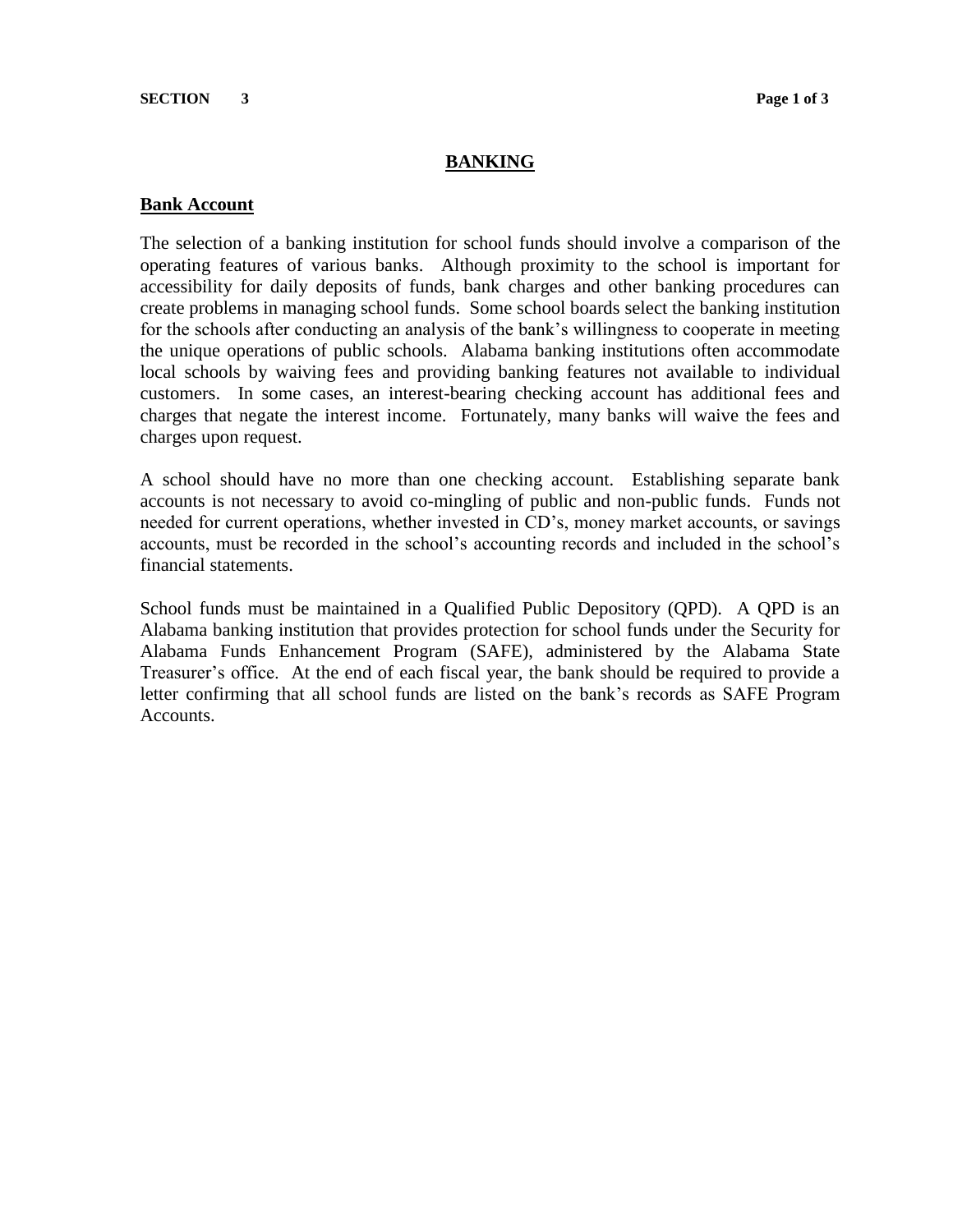# BANKING

## Bank Account

The selection of a banking institution for school funds should involve a comparison of the operating features of various banks. Although proximity to the school is important for accessibility for daily deposits of funds, bank charges and other banking procedures can create problems in managing school funds. Some school boards select the banking institution for the schools after conducting an analysis of the bank's willingness to cooperate in meeting the unique operations of public schools. Alabama banking institutions often accommodate local schools by waiving fees and providing banking features not available to individual customers. In some cases, an interest-bearing checking account has additional fees and charges that negate the interest income. Fortunately, many banks will waive the fees and charges upon request.

A school should have no more than one checking account. Establishing separate bank accounts is not necessary to avoid co-mingling of public and non-public funds. Funds not needed for current operations, whether invested in CD's, money market accounts, or savings accounts, must be recorded in the school's accounting records and included in the school's financial statements.

School funds must be maintained in a Qualified Public Depository (QPD). A QPD is an Alabama banking institution that provides protection for school funds under the Security for Alabama Funds Enhancement Program (SAFE), administered by the Alabama State Treasurer's office. At the end of each fiscal year, the bank should be required to provide a letter confirming that all school funds are listed on the bank's records as SAFE Program Accounts.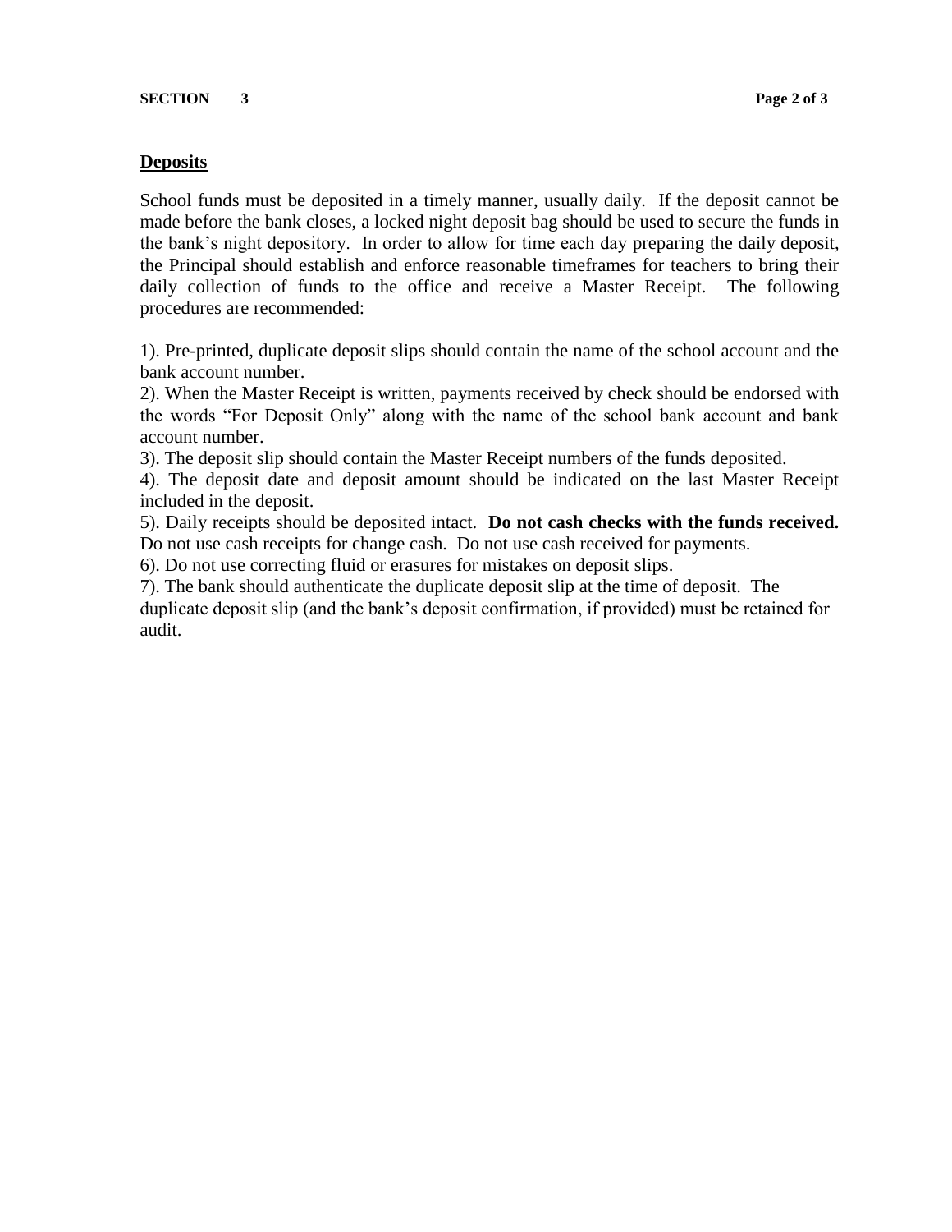## Deposits

School funds must be deposited in a timely manner, usually daily. If the deposit cannot be made before the bank closes, a locked night deposit bag should be used to secure the funds in the bank's night depository. In order to allow for time each day preparing the daily deposit, the Principal should establish and enforce reasonable timeframes for teachers to bring their daily collection of funds to the office and receive a Master Receipt. The following procedures are recommended:

1). Pre-printed, duplicate deposit slips should contain the name of the school account and the bank account number.
2). When the Master Receipt is written, payments received by check should be endorsed with the words "For Deposit Only" along with the name of the school bank account and bank account number.
3). The deposit slip should contain the Master Receipt numbers of the funds deposited.
4). The deposit date and deposit amount should be indicated on the last Master Receipt included in the deposit.
5). Daily receipts should be deposited intact. **Do not cash checks with the funds received.** Do not use cash receipts for change cash. Do not use cash received for payments.
6). Do not use correcting fluid or erasures for mistakes on deposit slips.
7). The bank should authenticate the duplicate deposit slip at the time of deposit. The duplicate deposit slip (and the bank's deposit confirmation, if provided) must be retained for audit.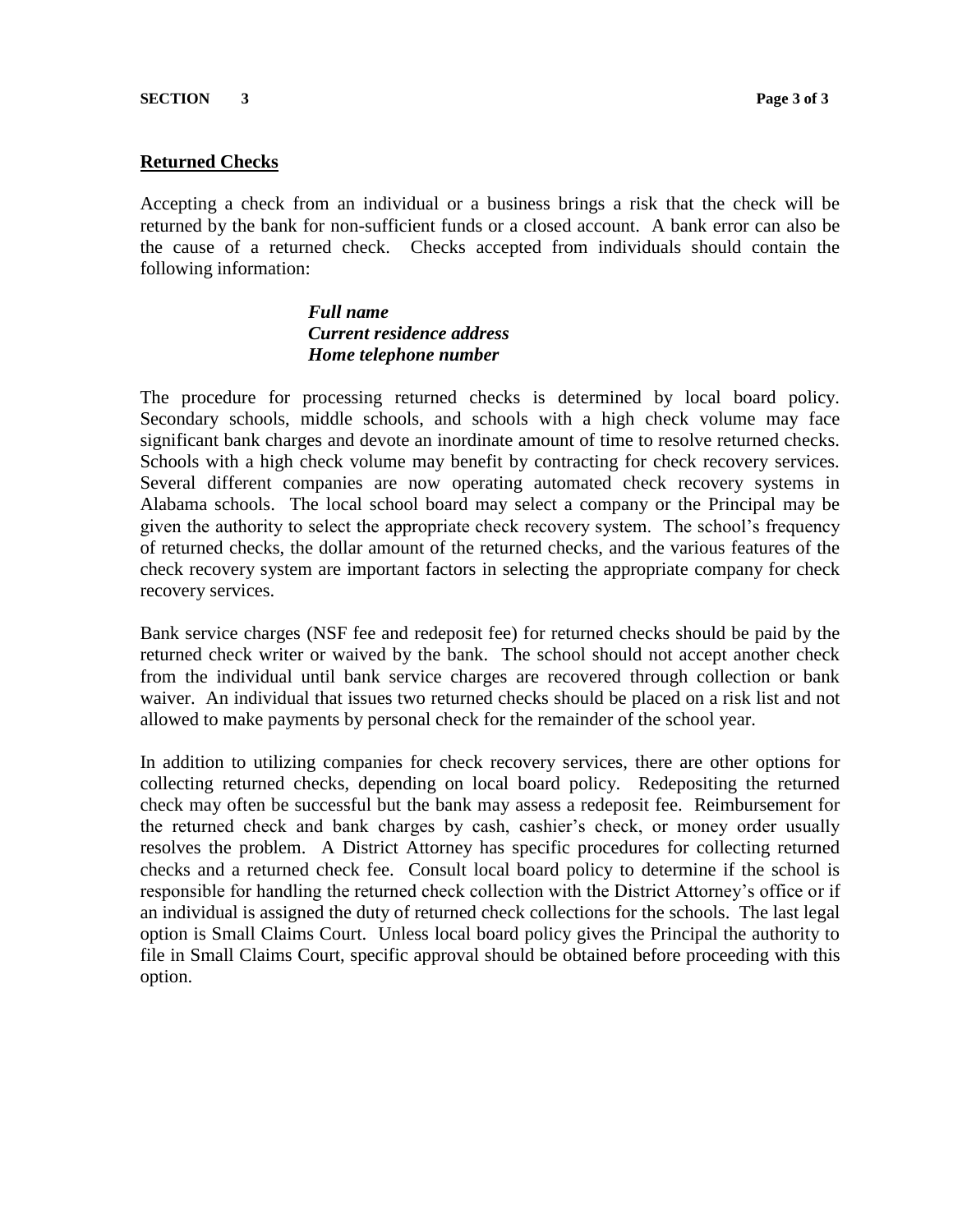## Returned Checks

Accepting a check from an individual or a business brings a risk that the check will be returned by the bank for non-sufficient funds or a closed account. A bank error can also be the cause of a returned check. Checks accepted from individuals should contain the following information:

> ***Full name***
> ***Current residence address***
> ***Home telephone number***

The procedure for processing returned checks is determined by local board policy. Secondary schools, middle schools, and schools with a high check volume may face significant bank charges and devote an inordinate amount of time to resolve returned checks. Schools with a high check volume may benefit by contracting for check recovery services. Several different companies are now operating automated check recovery systems in Alabama schools. The local school board may select a company or the Principal may be given the authority to select the appropriate check recovery system. The school's frequency of returned checks, the dollar amount of the returned checks, and the various features of the check recovery system are important factors in selecting the appropriate company for check recovery services.

Bank service charges (NSF fee and redeposit fee) for returned checks should be paid by the returned check writer or waived by the bank. The school should not accept another check from the individual until bank service charges are recovered through collection or bank waiver. An individual that issues two returned checks should be placed on a risk list and not allowed to make payments by personal check for the remainder of the school year.

In addition to utilizing companies for check recovery services, there are other options for collecting returned checks, depending on local board policy. Redepositing the returned check may often be successful but the bank may assess a redeposit fee. Reimbursement for the returned check and bank charges by cash, cashier's check, or money order usually resolves the problem. A District Attorney has specific procedures for collecting returned checks and a returned check fee. Consult local board policy to determine if the school is responsible for handling the returned check collection with the District Attorney's office or if an individual is assigned the duty of returned check collections for the schools. The last legal option is Small Claims Court. Unless local board policy gives the Principal the authority to file in Small Claims Court, specific approval should be obtained before proceeding with this option.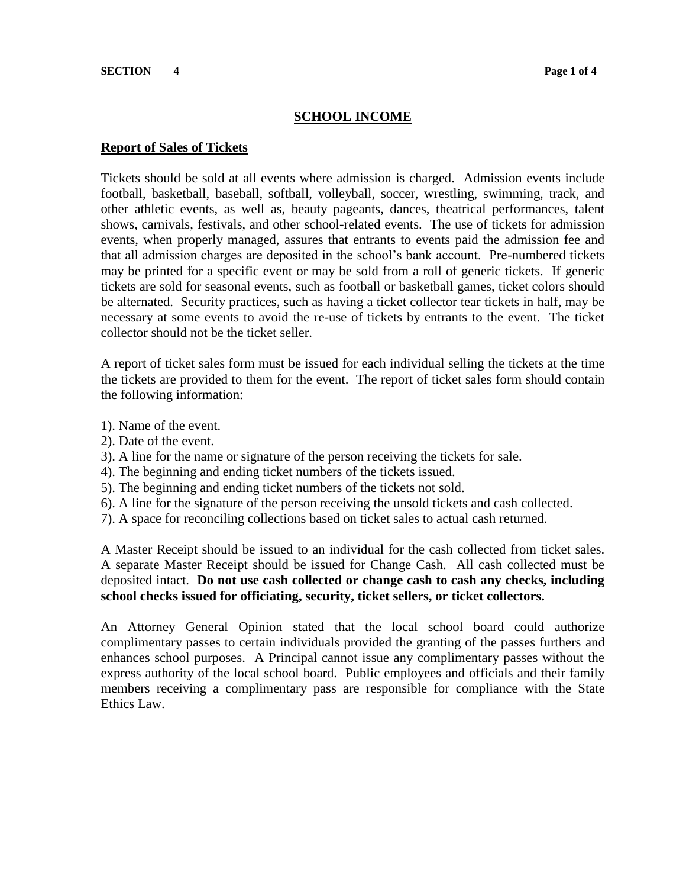## SCHOOL INCOME

### Report of Sales of Tickets

Tickets should be sold at all events where admission is charged. Admission events include football, basketball, baseball, softball, volleyball, soccer, wrestling, swimming, track, and other athletic events, as well as, beauty pageants, dances, theatrical performances, talent shows, carnivals, festivals, and other school-related events. The use of tickets for admission events, when properly managed, assures that entrants to events paid the admission fee and that all admission charges are deposited in the school's bank account. Pre-numbered tickets may be printed for a specific event or may be sold from a roll of generic tickets. If generic tickets are sold for seasonal events, such as football or basketball games, ticket colors should be alternated. Security practices, such as having a ticket collector tear tickets in half, may be necessary at some events to avoid the re-use of tickets by entrants to the event. The ticket collector should not be the ticket seller.

A report of ticket sales form must be issued for each individual selling the tickets at the time the tickets are provided to them for the event. The report of ticket sales form should contain the following information:

1). Name of the event.
2). Date of the event.
3). A line for the name or signature of the person receiving the tickets for sale.
4). The beginning and ending ticket numbers of the tickets issued.
5). The beginning and ending ticket numbers of the tickets not sold.
6). A line for the signature of the person receiving the unsold tickets and cash collected.
7). A space for reconciling collections based on ticket sales to actual cash returned.

A Master Receipt should be issued to an individual for the cash collected from ticket sales. A separate Master Receipt should be issued for Change Cash. All cash collected must be deposited intact. **Do not use cash collected or change cash to cash any checks, including school checks issued for officiating, security, ticket sellers, or ticket collectors.**

An Attorney General Opinion stated that the local school board could authorize complimentary passes to certain individuals provided the granting of the passes furthers and enhances school purposes. A Principal cannot issue any complimentary passes without the express authority of the local school board. Public employees and officials and their family members receiving a complimentary pass are responsible for compliance with the State Ethics Law.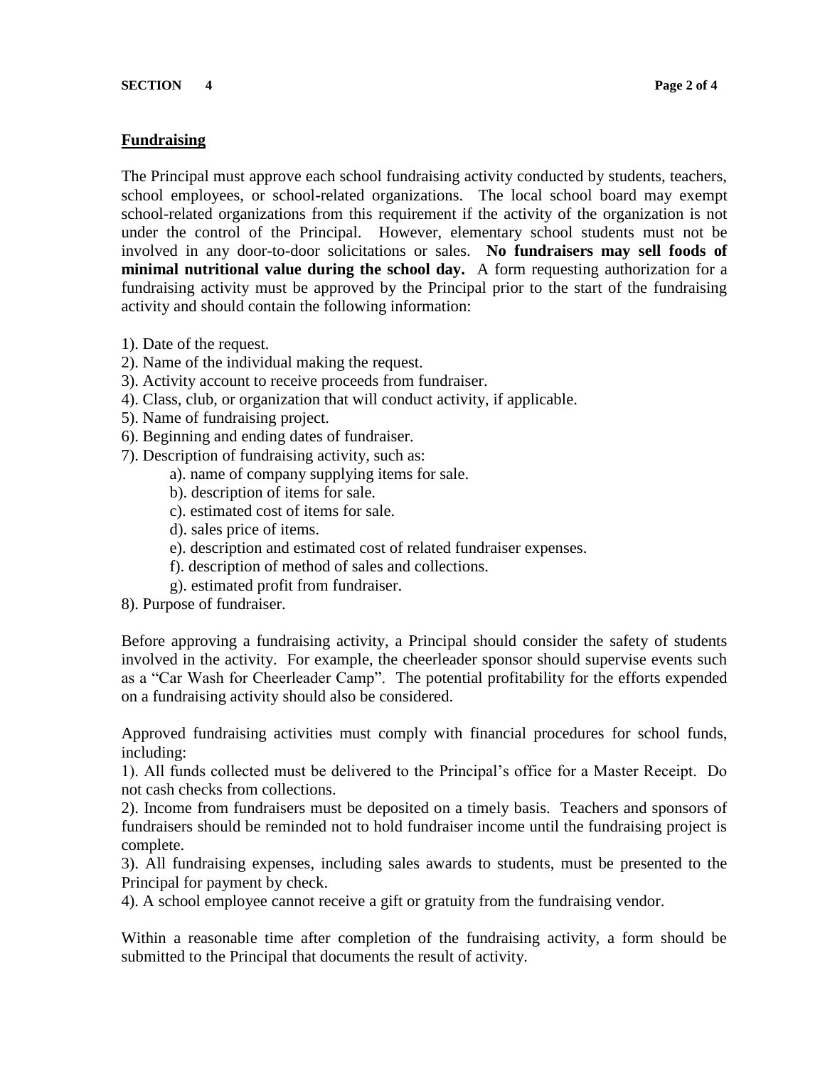## Fundraising

The Principal must approve each school fundraising activity conducted by students, teachers, school employees, or school-related organizations. The local school board may exempt school-related organizations from this requirement if the activity of the organization is not under the control of the Principal. However, elementary school students must not be involved in any door-to-door solicitations or sales. **No fundraisers may sell foods of minimal nutritional value during the school day.** A form requesting authorization for a fundraising activity must be approved by the Principal prior to the start of the fundraising activity and should contain the following information:

1). Date of the request.
2). Name of the individual making the request.
3). Activity account to receive proceeds from fundraiser.
4). Class, club, or organization that will conduct activity, if applicable.
5). Name of fundraising project.
6). Beginning and ending dates of fundraiser.
7). Description of fundraising activity, such as:
  a). name of company supplying items for sale.
  b). description of items for sale.
  c). estimated cost of items for sale.
  d). sales price of items.
  e). description and estimated cost of related fundraiser expenses.
  f). description of method of sales and collections.
  g). estimated profit from fundraiser.
8). Purpose of fundraiser.

Before approving a fundraising activity, a Principal should consider the safety of students involved in the activity. For example, the cheerleader sponsor should supervise events such as a "Car Wash for Cheerleader Camp". The potential profitability for the efforts expended on a fundraising activity should also be considered.

Approved fundraising activities must comply with financial procedures for school funds, including:
1). All funds collected must be delivered to the Principal's office for a Master Receipt. Do not cash checks from collections.
2). Income from fundraisers must be deposited on a timely basis. Teachers and sponsors of fundraisers should be reminded not to hold fundraiser income until the fundraising project is complete.
3). All fundraising expenses, including sales awards to students, must be presented to the Principal for payment by check.
4). A school employee cannot receive a gift or gratuity from the fundraising vendor.

Within a reasonable time after completion of the fundraising activity, a form should be submitted to the Principal that documents the result of activity.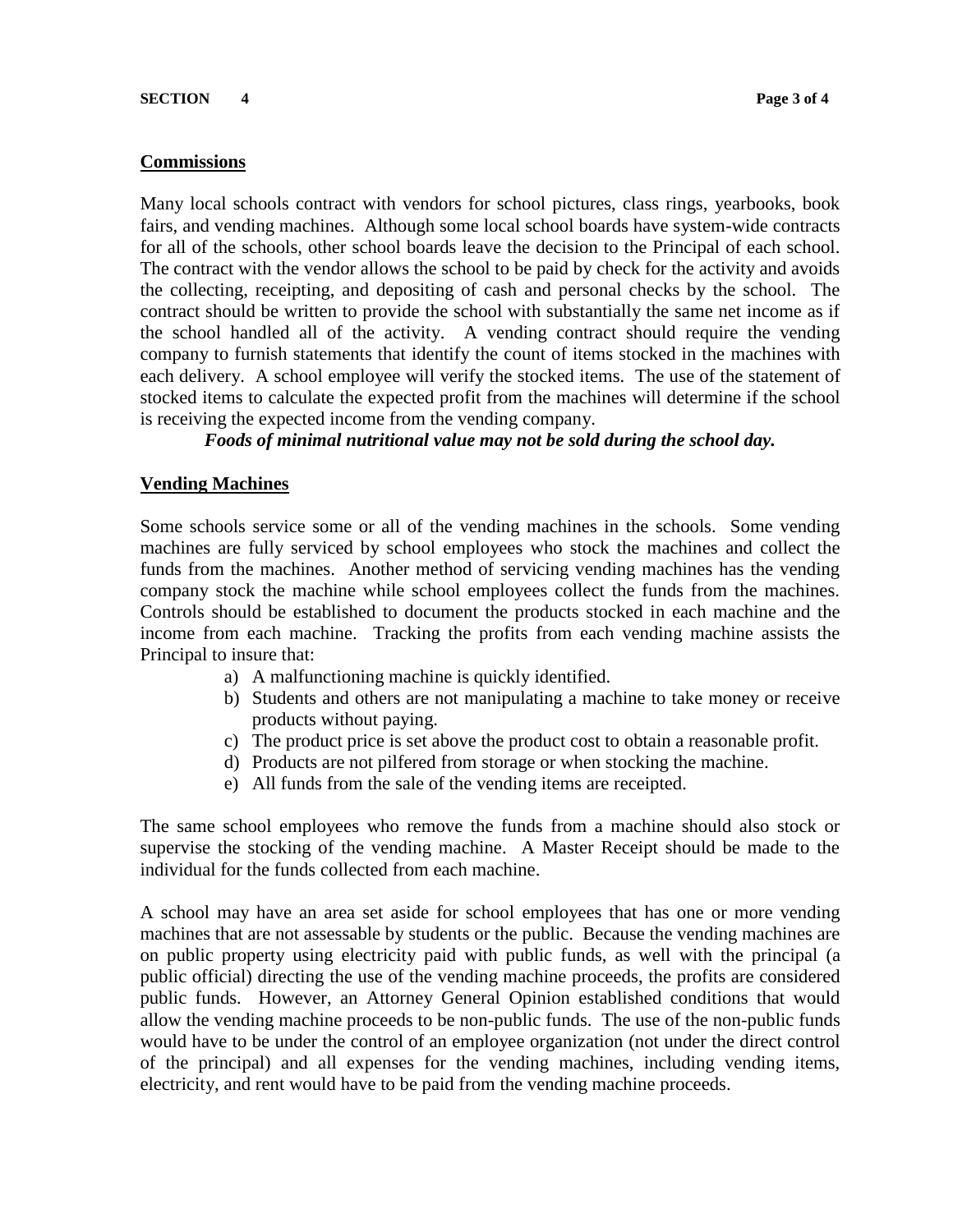## Commissions

Many local schools contract with vendors for school pictures, class rings, yearbooks, book fairs, and vending machines. Although some local school boards have system-wide contracts for all of the schools, other school boards leave the decision to the Principal of each school. The contract with the vendor allows the school to be paid by check for the activity and avoids the collecting, receipting, and depositing of cash and personal checks by the school. The contract should be written to provide the school with substantially the same net income as if the school handled all of the activity. A vending contract should require the vending company to furnish statements that identify the count of items stocked in the machines with each delivery. A school employee will verify the stocked items. The use of the statement of stocked items to calculate the expected profit from the machines will determine if the school is receiving the expected income from the vending company.

***Foods of minimal nutritional value may not be sold during the school day.***

## Vending Machines

Some schools service some or all of the vending machines in the schools. Some vending machines are fully serviced by school employees who stock the machines and collect the funds from the machines. Another method of servicing vending machines has the vending company stock the machine while school employees collect the funds from the machines. Controls should be established to document the products stocked in each machine and the income from each machine. Tracking the profits from each vending machine assists the Principal to insure that:

a) A malfunctioning machine is quickly identified.
b) Students and others are not manipulating a machine to take money or receive products without paying.
c) The product price is set above the product cost to obtain a reasonable profit.
d) Products are not pilfered from storage or when stocking the machine.
e) All funds from the sale of the vending items are receipted.

The same school employees who remove the funds from a machine should also stock or supervise the stocking of the vending machine. A Master Receipt should be made to the individual for the funds collected from each machine.

A school may have an area set aside for school employees that has one or more vending machines that are not assessable by students or the public. Because the vending machines are on public property using electricity paid with public funds, as well with the principal (a public official) directing the use of the vending machine proceeds, the profits are considered public funds. However, an Attorney General Opinion established conditions that would allow the vending machine proceeds to be non-public funds. The use of the non-public funds would have to be under the control of an employee organization (not under the direct control of the principal) and all expenses for the vending machines, including vending items, electricity, and rent would have to be paid from the vending machine proceeds.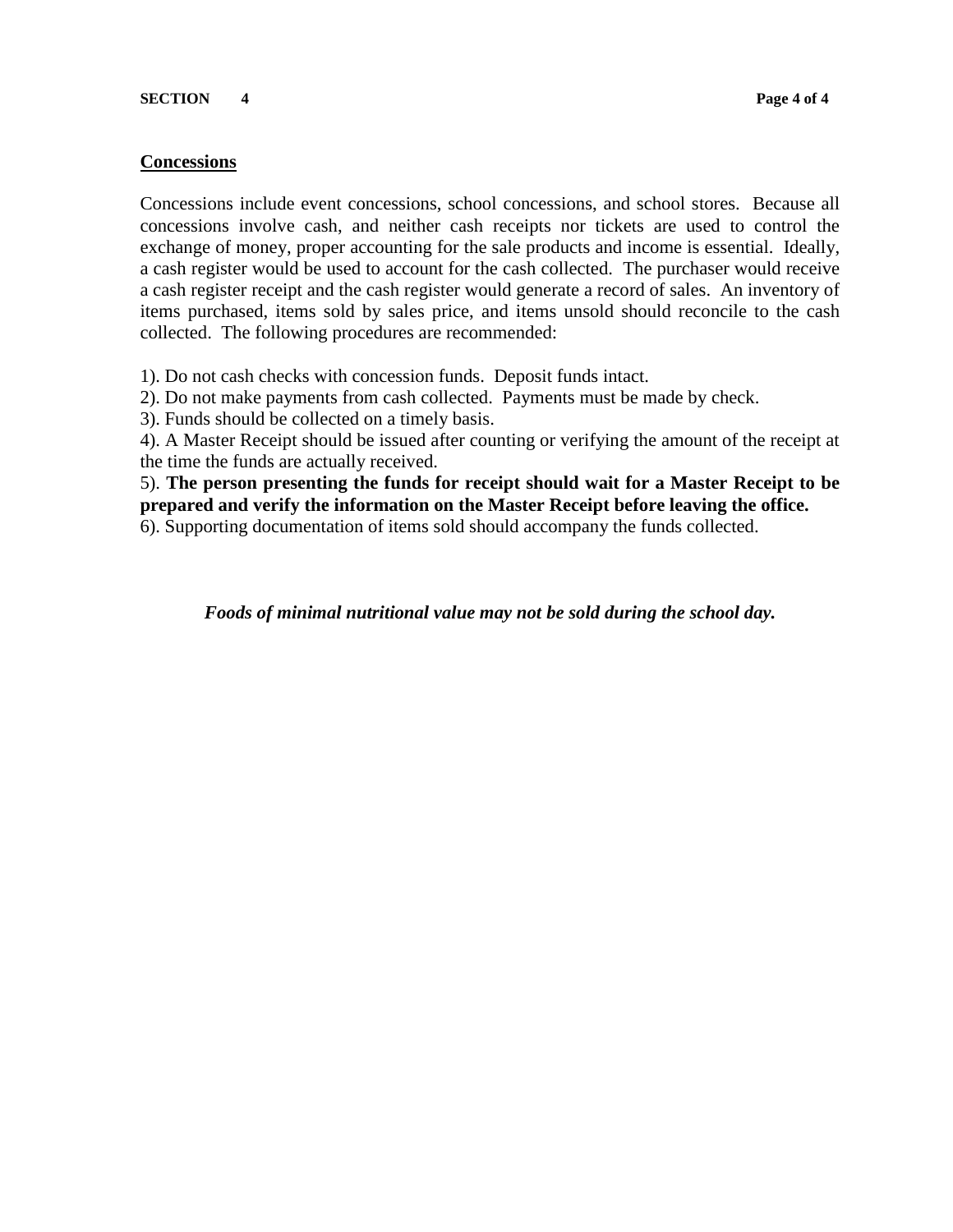## Concessions

Concessions include event concessions, school concessions, and school stores. Because all concessions involve cash, and neither cash receipts nor tickets are used to control the exchange of money, proper accounting for the sale products and income is essential. Ideally, a cash register would be used to account for the cash collected. The purchaser would receive a cash register receipt and the cash register would generate a record of sales. An inventory of items purchased, items sold by sales price, and items unsold should reconcile to the cash collected. The following procedures are recommended:

1). Do not cash checks with concession funds. Deposit funds intact.
2). Do not make payments from cash collected. Payments must be made by check.
3). Funds should be collected on a timely basis.
4). A Master Receipt should be issued after counting or verifying the amount of the receipt at the time the funds are actually received.
5). **The person presenting the funds for receipt should wait for a Master Receipt to be prepared and verify the information on the Master Receipt before leaving the office.**
6). Supporting documentation of items sold should accompany the funds collected.

***Foods of minimal nutritional value may not be sold during the school day.***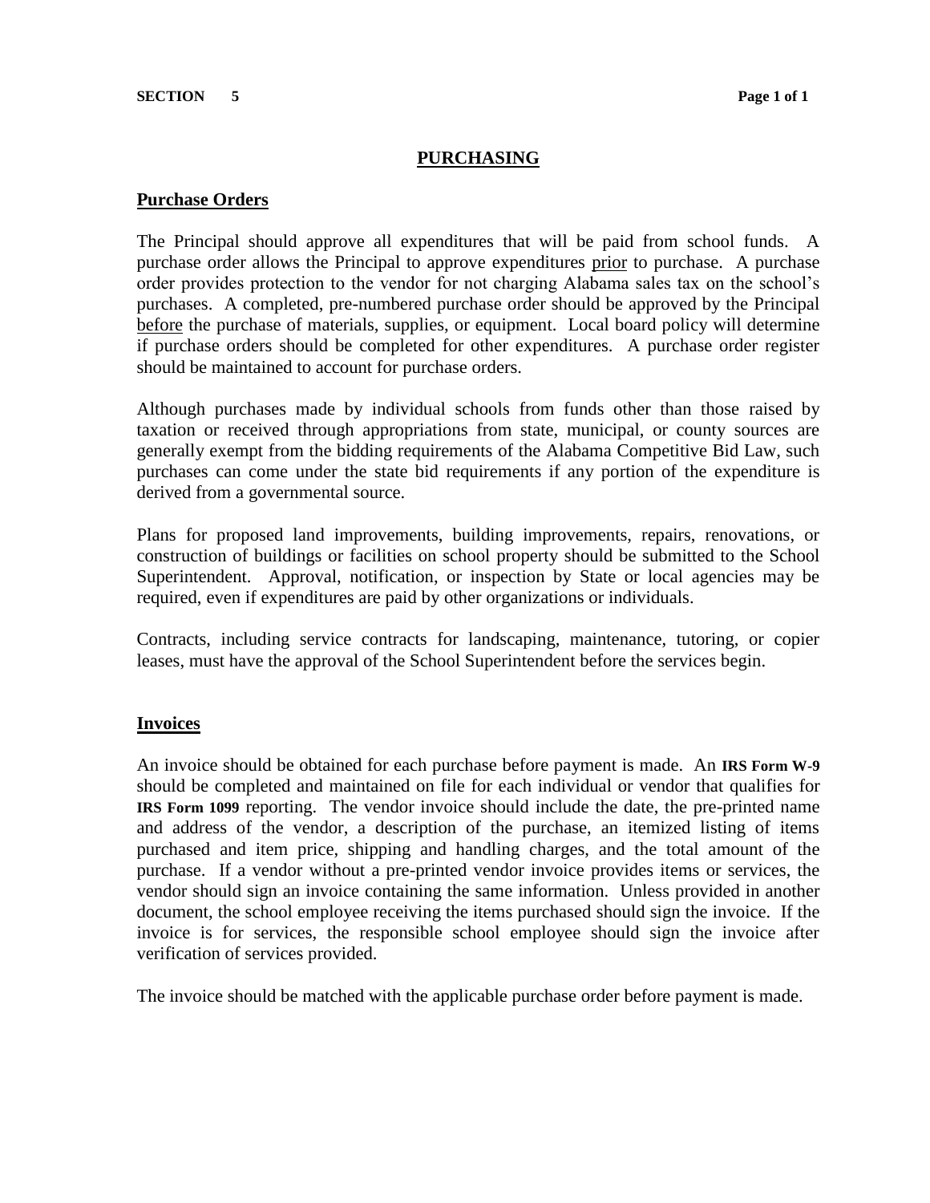# PURCHASING

## Purchase Orders

The Principal should approve all expenditures that will be paid from school funds. A purchase order allows the Principal to approve expenditures prior to purchase. A purchase order provides protection to the vendor for not charging Alabama sales tax on the school's purchases. A completed, pre-numbered purchase order should be approved by the Principal before the purchase of materials, supplies, or equipment. Local board policy will determine if purchase orders should be completed for other expenditures. A purchase order register should be maintained to account for purchase orders.

Although purchases made by individual schools from funds other than those raised by taxation or received through appropriations from state, municipal, or county sources are generally exempt from the bidding requirements of the Alabama Competitive Bid Law, such purchases can come under the state bid requirements if any portion of the expenditure is derived from a governmental source.

Plans for proposed land improvements, building improvements, repairs, renovations, or construction of buildings or facilities on school property should be submitted to the School Superintendent. Approval, notification, or inspection by State or local agencies may be required, even if expenditures are paid by other organizations or individuals.

Contracts, including service contracts for landscaping, maintenance, tutoring, or copier leases, must have the approval of the School Superintendent before the services begin.

## Invoices

An invoice should be obtained for each purchase before payment is made. An **IRS Form W-9** should be completed and maintained on file for each individual or vendor that qualifies for **IRS Form 1099** reporting. The vendor invoice should include the date, the pre-printed name and address of the vendor, a description of the purchase, an itemized listing of items purchased and item price, shipping and handling charges, and the total amount of the purchase. If a vendor without a pre-printed vendor invoice provides items or services, the vendor should sign an invoice containing the same information. Unless provided in another document, the school employee receiving the items purchased should sign the invoice. If the invoice is for services, the responsible school employee should sign the invoice after verification of services provided.

The invoice should be matched with the applicable purchase order before payment is made.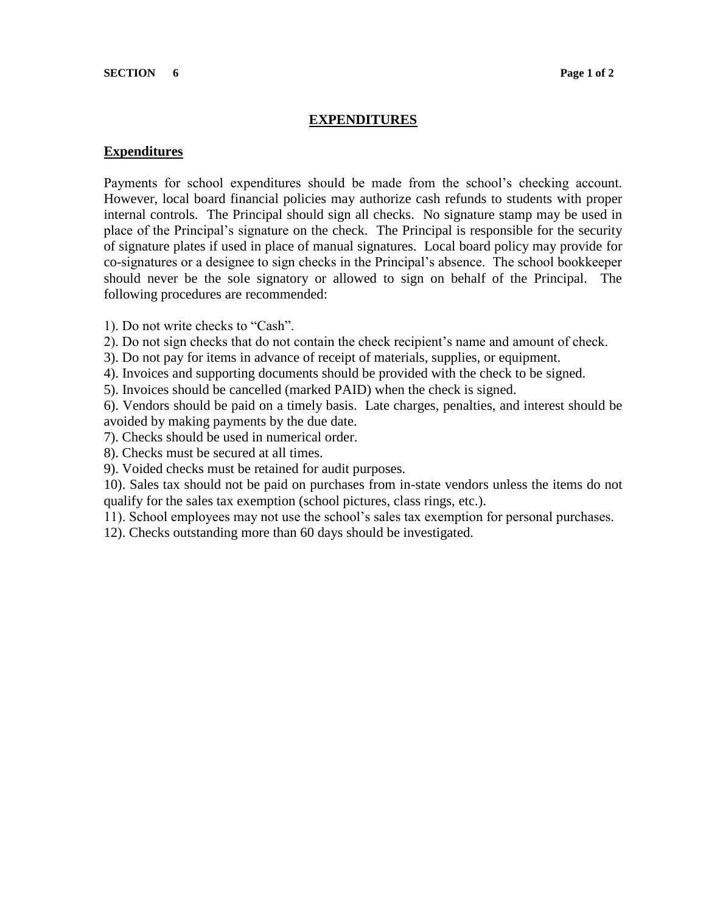# EXPENDITURES

## Expenditures

Payments for school expenditures should be made from the school's checking account. However, local board financial policies may authorize cash refunds to students with proper internal controls. The Principal should sign all checks. No signature stamp may be used in place of the Principal's signature on the check. The Principal is responsible for the security of signature plates if used in place of manual signatures. Local board policy may provide for co-signatures or a designee to sign checks in the Principal's absence. The school bookkeeper should never be the sole signatory or allowed to sign on behalf of the Principal. The following procedures are recommended:

1). Do not write checks to "Cash".
2). Do not sign checks that do not contain the check recipient's name and amount of check.
3). Do not pay for items in advance of receipt of materials, supplies, or equipment.
4). Invoices and supporting documents should be provided with the check to be signed.
5). Invoices should be cancelled (marked PAID) when the check is signed.
6). Vendors should be paid on a timely basis. Late charges, penalties, and interest should be avoided by making payments by the due date.
7). Checks should be used in numerical order.
8). Checks must be secured at all times.
9). Voided checks must be retained for audit purposes.
10). Sales tax should not be paid on purchases from in-state vendors unless the items do not qualify for the sales tax exemption (school pictures, class rings, etc.).
11). School employees may not use the school's sales tax exemption for personal purchases.
12). Checks outstanding more than 60 days should be investigated.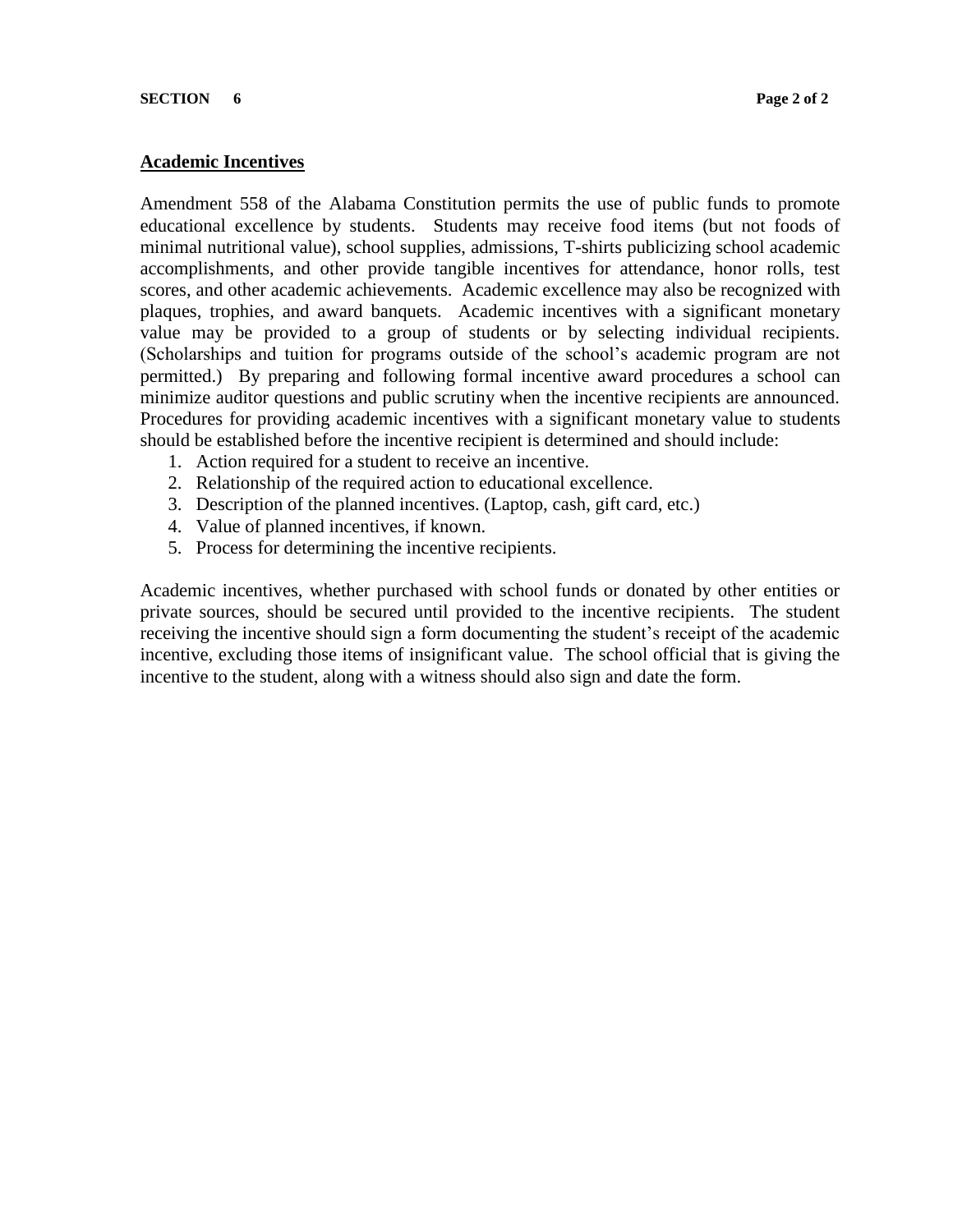## Academic Incentives

Amendment 558 of the Alabama Constitution permits the use of public funds to promote educational excellence by students. Students may receive food items (but not foods of minimal nutritional value), school supplies, admissions, T-shirts publicizing school academic accomplishments, and other provide tangible incentives for attendance, honor rolls, test scores, and other academic achievements. Academic excellence may also be recognized with plaques, trophies, and award banquets. Academic incentives with a significant monetary value may be provided to a group of students or by selecting individual recipients. (Scholarships and tuition for programs outside of the school's academic program are not permitted.) By preparing and following formal incentive award procedures a school can minimize auditor questions and public scrutiny when the incentive recipients are announced. Procedures for providing academic incentives with a significant monetary value to students should be established before the incentive recipient is determined and should include:

1. Action required for a student to receive an incentive.
2. Relationship of the required action to educational excellence.
3. Description of the planned incentives. (Laptop, cash, gift card, etc.)
4. Value of planned incentives, if known.
5. Process for determining the incentive recipients.

Academic incentives, whether purchased with school funds or donated by other entities or private sources, should be secured until provided to the incentive recipients. The student receiving the incentive should sign a form documenting the student's receipt of the academic incentive, excluding those items of insignificant value. The school official that is giving the incentive to the student, along with a witness should also sign and date the form.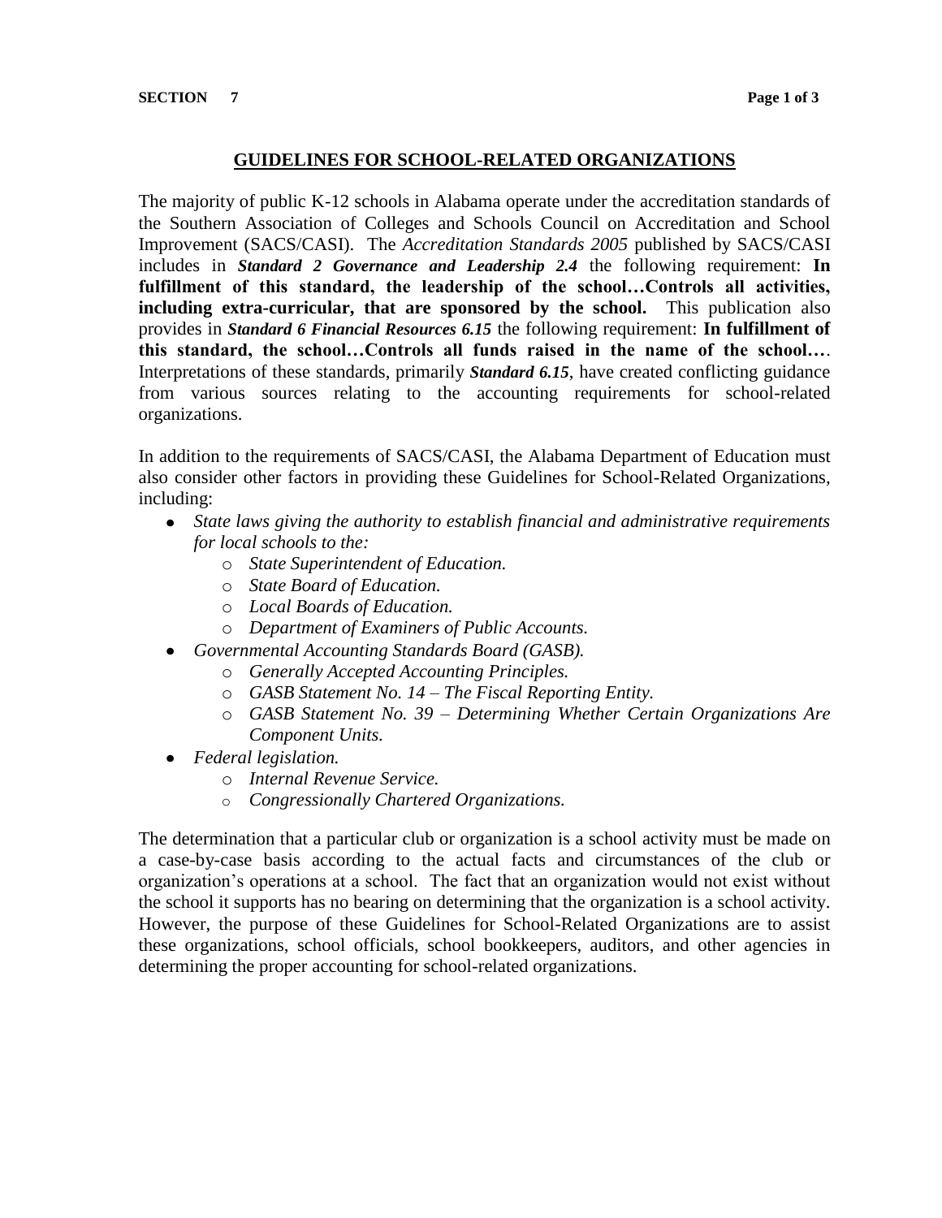## GUIDELINES FOR SCHOOL-RELATED ORGANIZATIONS

The majority of public K-12 schools in Alabama operate under the accreditation standards of the Southern Association of Colleges and Schools Council on Accreditation and School Improvement (SACS/CASI). The *Accreditation Standards 2005* published by SACS/CASI includes in ***Standard 2 Governance and Leadership 2.4*** the following requirement: **In fulfillment of this standard, the leadership of the school…Controls all activities, including extra-curricular, that are sponsored by the school.** This publication also provides in ***Standard 6 Financial Resources 6.15*** the following requirement: **In fulfillment of this standard, the school…Controls all funds raised in the name of the school…**. Interpretations of these standards, primarily ***Standard 6.15***, have created conflicting guidance from various sources relating to the accounting requirements for school-related organizations.

In addition to the requirements of SACS/CASI, the Alabama Department of Education must also consider other factors in providing these Guidelines for School-Related Organizations, including:

- *State laws giving the authority to establish financial and administrative requirements for local schools to the:*
    - *State Superintendent of Education.*
    - *State Board of Education.*
    - *Local Boards of Education.*
    - *Department of Examiners of Public Accounts.*
- *Governmental Accounting Standards Board (GASB).*
    - *Generally Accepted Accounting Principles.*
    - *GASB Statement No. 14 – The Fiscal Reporting Entity.*
    - *GASB Statement No. 39 – Determining Whether Certain Organizations Are Component Units.*
- *Federal legislation.*
    - *Internal Revenue Service.*
    - *Congressionally Chartered Organizations.*

The determination that a particular club or organization is a school activity must be made on a case-by-case basis according to the actual facts and circumstances of the club or organization's operations at a school. The fact that an organization would not exist without the school it supports has no bearing on determining that the organization is a school activity. However, the purpose of these Guidelines for School-Related Organizations are to assist these organizations, school officials, school bookkeepers, auditors, and other agencies in determining the proper accounting for school-related organizations.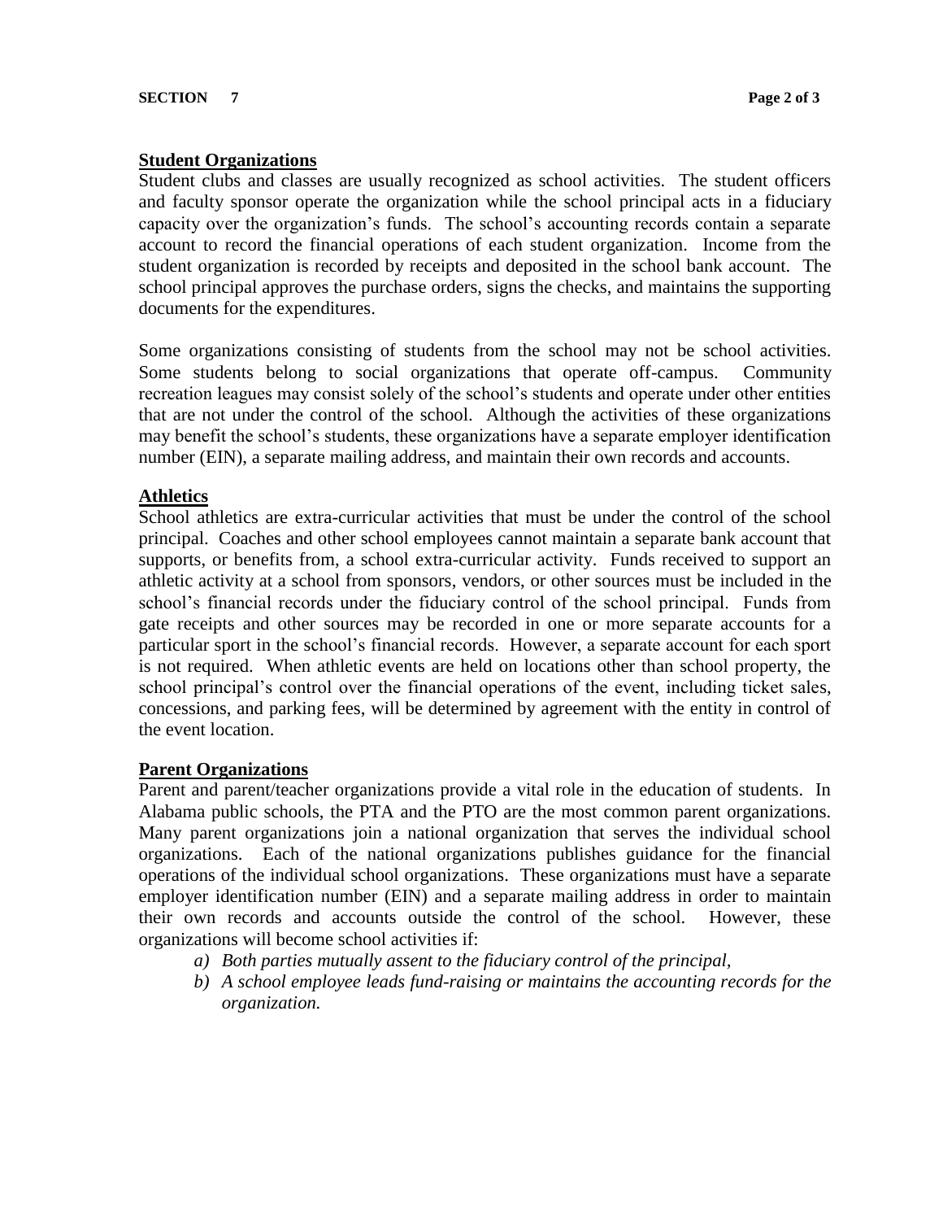## Student Organizations

Student clubs and classes are usually recognized as school activities. The student officers and faculty sponsor operate the organization while the school principal acts in a fiduciary capacity over the organization's funds. The school's accounting records contain a separate account to record the financial operations of each student organization. Income from the student organization is recorded by receipts and deposited in the school bank account. The school principal approves the purchase orders, signs the checks, and maintains the supporting documents for the expenditures.

Some organizations consisting of students from the school may not be school activities. Some students belong to social organizations that operate off-campus. Community recreation leagues may consist solely of the school's students and operate under other entities that are not under the control of the school. Although the activities of these organizations may benefit the school's students, these organizations have a separate employer identification number (EIN), a separate mailing address, and maintain their own records and accounts.

## Athletics

School athletics are extra-curricular activities that must be under the control of the school principal. Coaches and other school employees cannot maintain a separate bank account that supports, or benefits from, a school extra-curricular activity. Funds received to support an athletic activity at a school from sponsors, vendors, or other sources must be included in the school's financial records under the fiduciary control of the school principal. Funds from gate receipts and other sources may be recorded in one or more separate accounts for a particular sport in the school's financial records. However, a separate account for each sport is not required. When athletic events are held on locations other than school property, the school principal's control over the financial operations of the event, including ticket sales, concessions, and parking fees, will be determined by agreement with the entity in control of the event location.

## Parent Organizations

Parent and parent/teacher organizations provide a vital role in the education of students. In Alabama public schools, the PTA and the PTO are the most common parent organizations. Many parent organizations join a national organization that serves the individual school organizations. Each of the national organizations publishes guidance for the financial operations of the individual school organizations. These organizations must have a separate employer identification number (EIN) and a separate mailing address in order to maintain their own records and accounts outside the control of the school. However, these organizations will become school activities if:

a) *Both parties mutually assent to the fiduciary control of the principal,*
b) *A school employee leads fund-raising or maintains the accounting records for the organization.*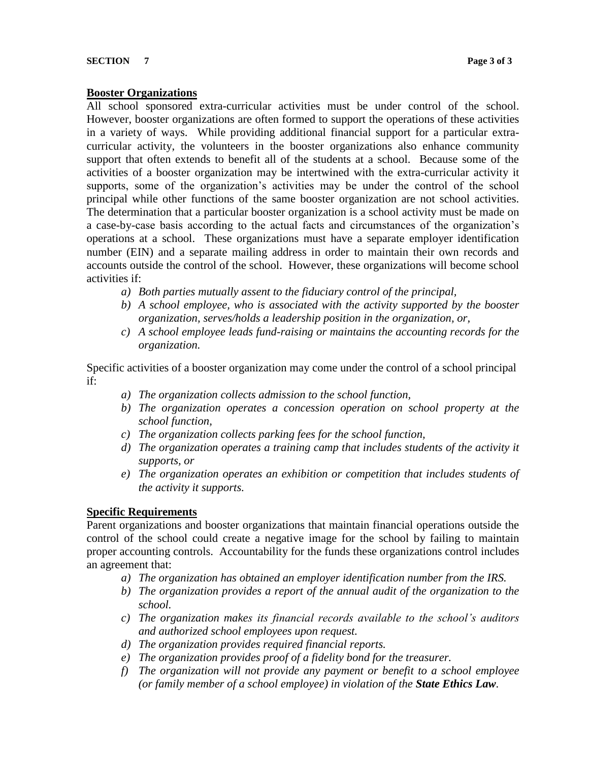## Booster Organizations

All school sponsored extra-curricular activities must be under control of the school. However, booster organizations are often formed to support the operations of these activities in a variety of ways. While providing additional financial support for a particular extra-curricular activity, the volunteers in the booster organizations also enhance community support that often extends to benefit all of the students at a school. Because some of the activities of a booster organization may be intertwined with the extra-curricular activity it supports, some of the organization's activities may be under the control of the school principal while other functions of the same booster organization are not school activities. The determination that a particular booster organization is a school activity must be made on a case-by-case basis according to the actual facts and circumstances of the organization's operations at a school. These organizations must have a separate employer identification number (EIN) and a separate mailing address in order to maintain their own records and accounts outside the control of the school. However, these organizations will become school activities if:

- *a) Both parties mutually assent to the fiduciary control of the principal,*
- *b) A school employee, who is associated with the activity supported by the booster organization, serves/holds a leadership position in the organization, or,*
- *c) A school employee leads fund-raising or maintains the accounting records for the organization.*

Specific activities of a booster organization may come under the control of a school principal if:

- *a) The organization collects admission to the school function,*
- *b) The organization operates a concession operation on school property at the school function,*
- *c) The organization collects parking fees for the school function,*
- *d) The organization operates a training camp that includes students of the activity it supports, or*
- *e) The organization operates an exhibition or competition that includes students of the activity it supports.*

## Specific Requirements

Parent organizations and booster organizations that maintain financial operations outside the control of the school could create a negative image for the school by failing to maintain proper accounting controls. Accountability for the funds these organizations control includes an agreement that:

- *a) The organization has obtained an employer identification number from the IRS.*
- *b) The organization provides a report of the annual audit of the organization to the school.*
- *c) The organization makes its financial records available to the school's auditors and authorized school employees upon request.*
- *d) The organization provides required financial reports.*
- *e) The organization provides proof of a fidelity bond for the treasurer.*
- *f) The organization will not provide any payment or benefit to a school employee (or family member of a school employee) in violation of the **State Ethics Law**.*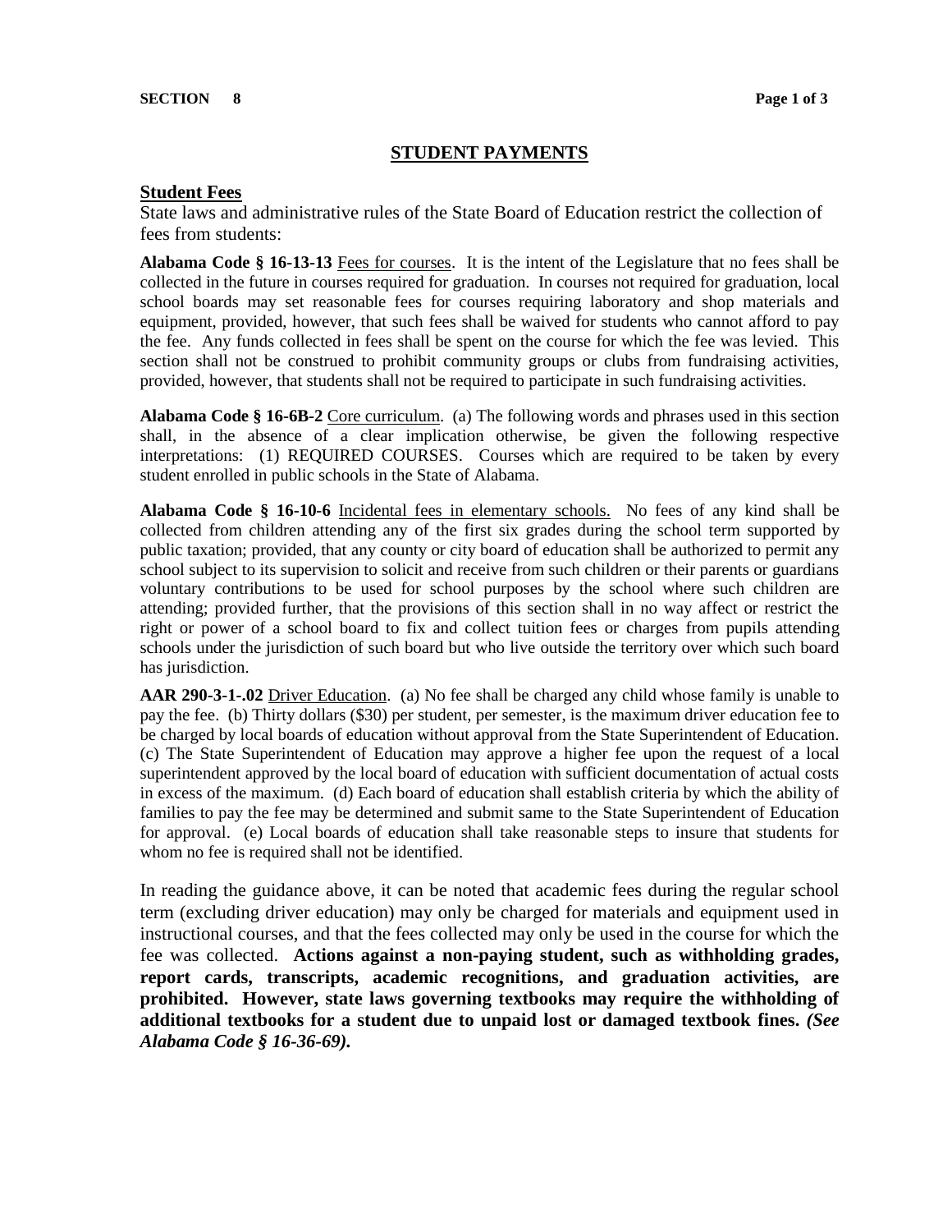# STUDENT PAYMENTS

## Student Fees

State laws and administrative rules of the State Board of Education restrict the collection of fees from students:

**Alabama Code § 16-13-13** Fees for courses. It is the intent of the Legislature that no fees shall be collected in the future in courses required for graduation. In courses not required for graduation, local school boards may set reasonable fees for courses requiring laboratory and shop materials and equipment, provided, however, that such fees shall be waived for students who cannot afford to pay the fee. Any funds collected in fees shall be spent on the course for which the fee was levied. This section shall not be construed to prohibit community groups or clubs from fundraising activities, provided, however, that students shall not be required to participate in such fundraising activities.

**Alabama Code § 16-6B-2** Core curriculum. (a) The following words and phrases used in this section shall, in the absence of a clear implication otherwise, be given the following respective interpretations: (1) REQUIRED COURSES. Courses which are required to be taken by every student enrolled in public schools in the State of Alabama.

**Alabama Code § 16-10-6** Incidental fees in elementary schools. No fees of any kind shall be collected from children attending any of the first six grades during the school term supported by public taxation; provided, that any county or city board of education shall be authorized to permit any school subject to its supervision to solicit and receive from such children or their parents or guardians voluntary contributions to be used for school purposes by the school where such children are attending; provided further, that the provisions of this section shall in no way affect or restrict the right or power of a school board to fix and collect tuition fees or charges from pupils attending schools under the jurisdiction of such board but who live outside the territory over which such board has jurisdiction.

**AAR 290-3-1-.02** Driver Education. (a) No fee shall be charged any child whose family is unable to pay the fee. (b) Thirty dollars ($30) per student, per semester, is the maximum driver education fee to be charged by local boards of education without approval from the State Superintendent of Education. (c) The State Superintendent of Education may approve a higher fee upon the request of a local superintendent approved by the local board of education with sufficient documentation of actual costs in excess of the maximum. (d) Each board of education shall establish criteria by which the ability of families to pay the fee may be determined and submit same to the State Superintendent of Education for approval. (e) Local boards of education shall take reasonable steps to insure that students for whom no fee is required shall not be identified.

In reading the guidance above, it can be noted that academic fees during the regular school term (excluding driver education) may only be charged for materials and equipment used in instructional courses, and that the fees collected may only be used in the course for which the fee was collected. **Actions against a non-paying student, such as withholding grades, report cards, transcripts, academic recognitions, and graduation activities, are prohibited. However, state laws governing textbooks may require the withholding of additional textbooks for a student due to unpaid lost or damaged textbook fines.** ***(See Alabama Code § 16-36-69).***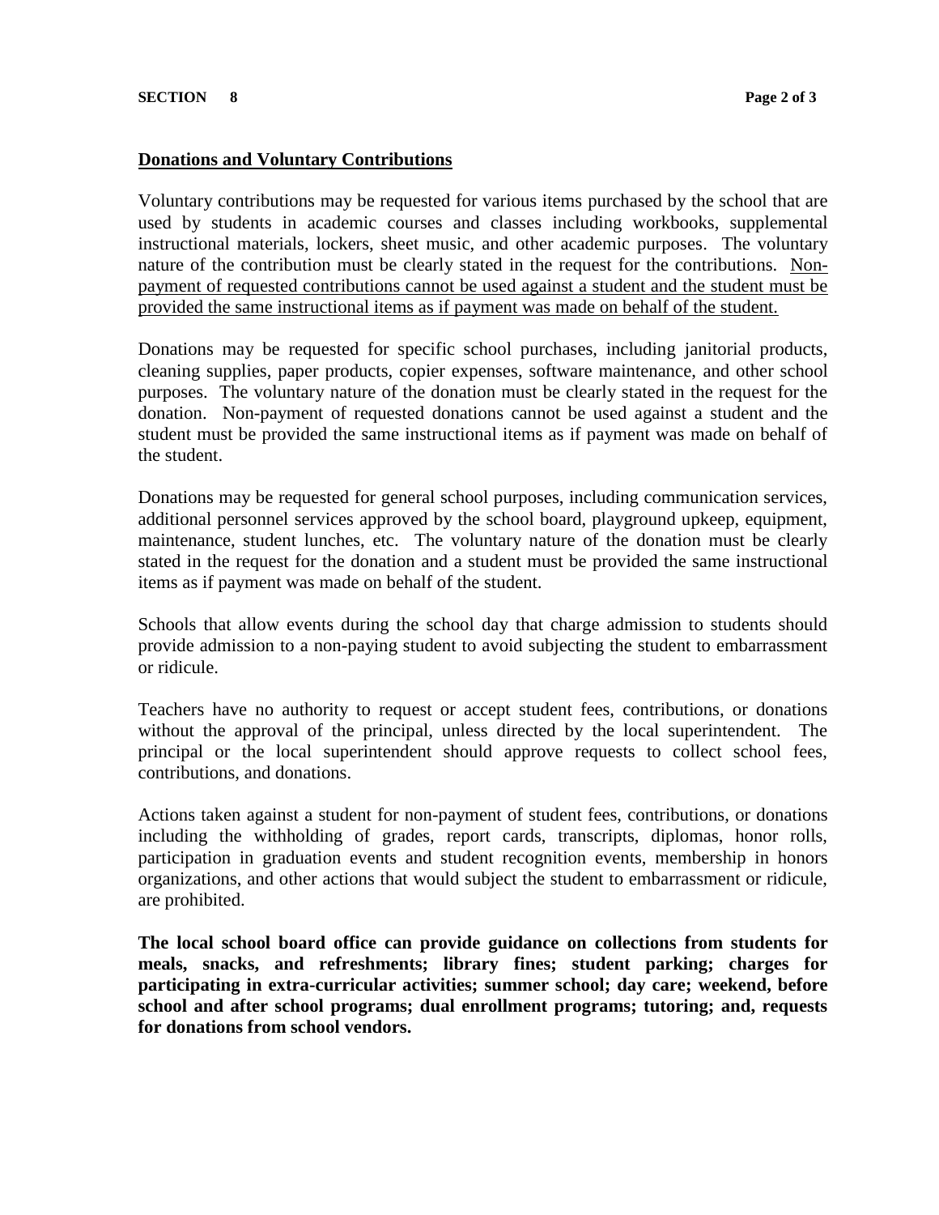## Donations and Voluntary Contributions

Voluntary contributions may be requested for various items purchased by the school that are used by students in academic courses and classes including workbooks, supplemental instructional materials, lockers, sheet music, and other academic purposes. The voluntary nature of the contribution must be clearly stated in the request for the contributions. <u>Non-payment of requested contributions cannot be used against a student and the student must be provided the same instructional items as if payment was made on behalf of the student.</u>

Donations may be requested for specific school purchases, including janitorial products, cleaning supplies, paper products, copier expenses, software maintenance, and other school purposes. The voluntary nature of the donation must be clearly stated in the request for the donation. Non-payment of requested donations cannot be used against a student and the student must be provided the same instructional items as if payment was made on behalf of the student.

Donations may be requested for general school purposes, including communication services, additional personnel services approved by the school board, playground upkeep, equipment, maintenance, student lunches, etc. The voluntary nature of the donation must be clearly stated in the request for the donation and a student must be provided the same instructional items as if payment was made on behalf of the student.

Schools that allow events during the school day that charge admission to students should provide admission to a non-paying student to avoid subjecting the student to embarrassment or ridicule.

Teachers have no authority to request or accept student fees, contributions, or donations without the approval of the principal, unless directed by the local superintendent. The principal or the local superintendent should approve requests to collect school fees, contributions, and donations.

Actions taken against a student for non-payment of student fees, contributions, or donations including the withholding of grades, report cards, transcripts, diplomas, honor rolls, participation in graduation events and student recognition events, membership in honors organizations, and other actions that would subject the student to embarrassment or ridicule, are prohibited.

**The local school board office can provide guidance on collections from students for meals, snacks, and refreshments; library fines; student parking; charges for participating in extra-curricular activities; summer school; day care; weekend, before school and after school programs; dual enrollment programs; tutoring; and, requests for donations from school vendors.**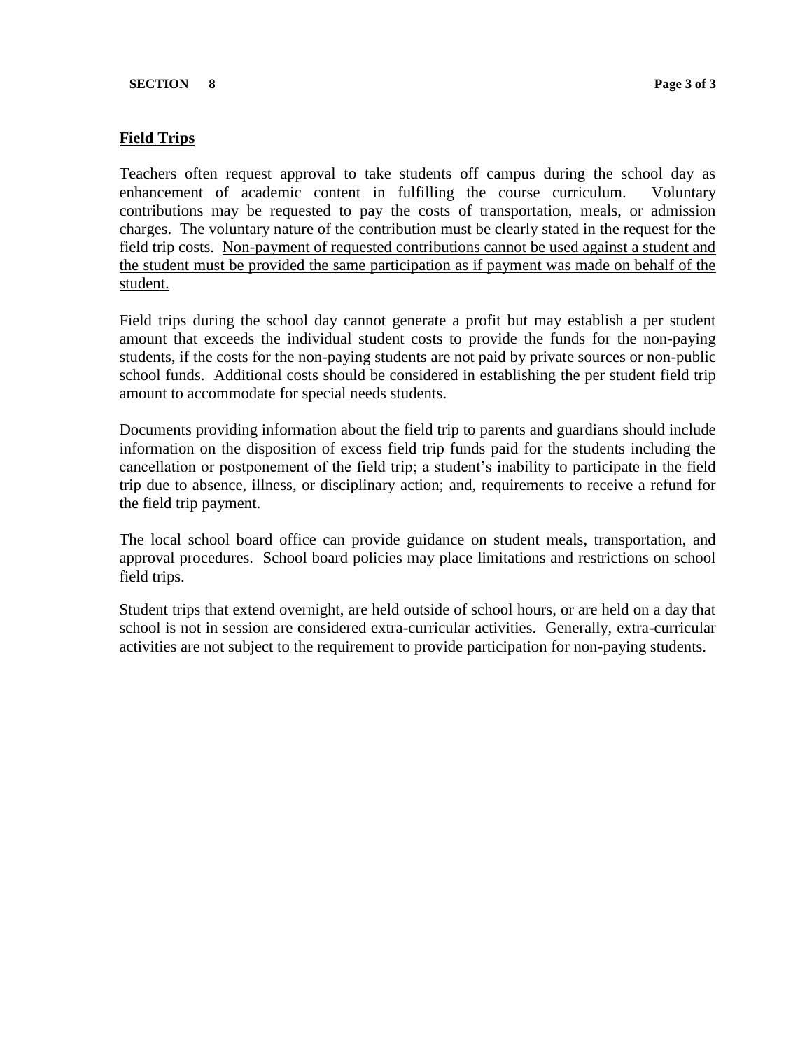## Field Trips

Teachers often request approval to take students off campus during the school day as enhancement of academic content in fulfilling the course curriculum. Voluntary contributions may be requested to pay the costs of transportation, meals, or admission charges. The voluntary nature of the contribution must be clearly stated in the request for the field trip costs. <u>Non-payment of requested contributions cannot be used against a student and the student must be provided the same participation as if payment was made on behalf of the student.</u>

Field trips during the school day cannot generate a profit but may establish a per student amount that exceeds the individual student costs to provide the funds for the non-paying students, if the costs for the non-paying students are not paid by private sources or non-public school funds. Additional costs should be considered in establishing the per student field trip amount to accommodate for special needs students.

Documents providing information about the field trip to parents and guardians should include information on the disposition of excess field trip funds paid for the students including the cancellation or postponement of the field trip; a student's inability to participate in the field trip due to absence, illness, or disciplinary action; and, requirements to receive a refund for the field trip payment.

The local school board office can provide guidance on student meals, transportation, and approval procedures. School board policies may place limitations and restrictions on school field trips.

Student trips that extend overnight, are held outside of school hours, or are held on a day that school is not in session are considered extra-curricular activities. Generally, extra-curricular activities are not subject to the requirement to provide participation for non-paying students.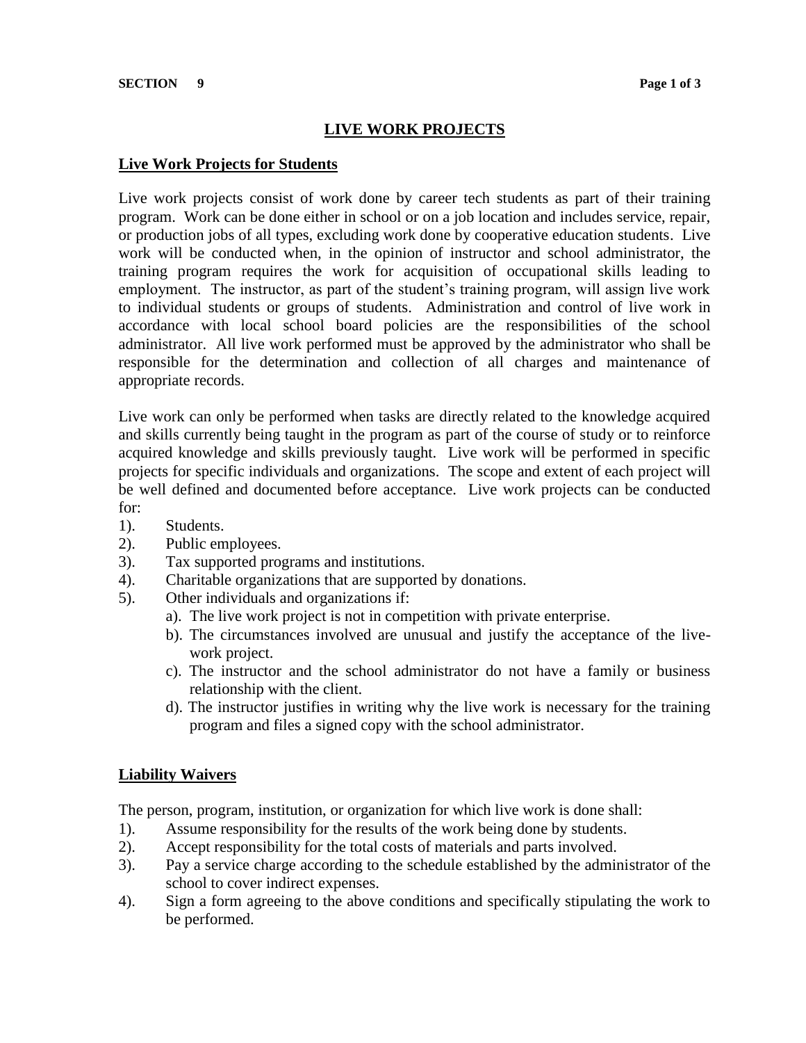# LIVE WORK PROJECTS

## Live Work Projects for Students

Live work projects consist of work done by career tech students as part of their training program. Work can be done either in school or on a job location and includes service, repair, or production jobs of all types, excluding work done by cooperative education students. Live work will be conducted when, in the opinion of instructor and school administrator, the training program requires the work for acquisition of occupational skills leading to employment. The instructor, as part of the student's training program, will assign live work to individual students or groups of students. Administration and control of live work in accordance with local school board policies are the responsibilities of the school administrator. All live work performed must be approved by the administrator who shall be responsible for the determination and collection of all charges and maintenance of appropriate records.

Live work can only be performed when tasks are directly related to the knowledge acquired and skills currently being taught in the program as part of the course of study or to reinforce acquired knowledge and skills previously taught. Live work will be performed in specific projects for specific individuals and organizations. The scope and extent of each project will be well defined and documented before acceptance. Live work projects can be conducted for:

1). Students.
2). Public employees.
3). Tax supported programs and institutions.
4). Charitable organizations that are supported by donations.
5). Other individuals and organizations if:
   - a). The live work project is not in competition with private enterprise.
   - b). The circumstances involved are unusual and justify the acceptance of the live-work project.
   - c). The instructor and the school administrator do not have a family or business relationship with the client.
   - d). The instructor justifies in writing why the live work is necessary for the training program and files a signed copy with the school administrator.

## Liability Waivers

The person, program, institution, or organization for which live work is done shall:

1). Assume responsibility for the results of the work being done by students.
2). Accept responsibility for the total costs of materials and parts involved.
3). Pay a service charge according to the schedule established by the administrator of the school to cover indirect expenses.
4). Sign a form agreeing to the above conditions and specifically stipulating the work to be performed.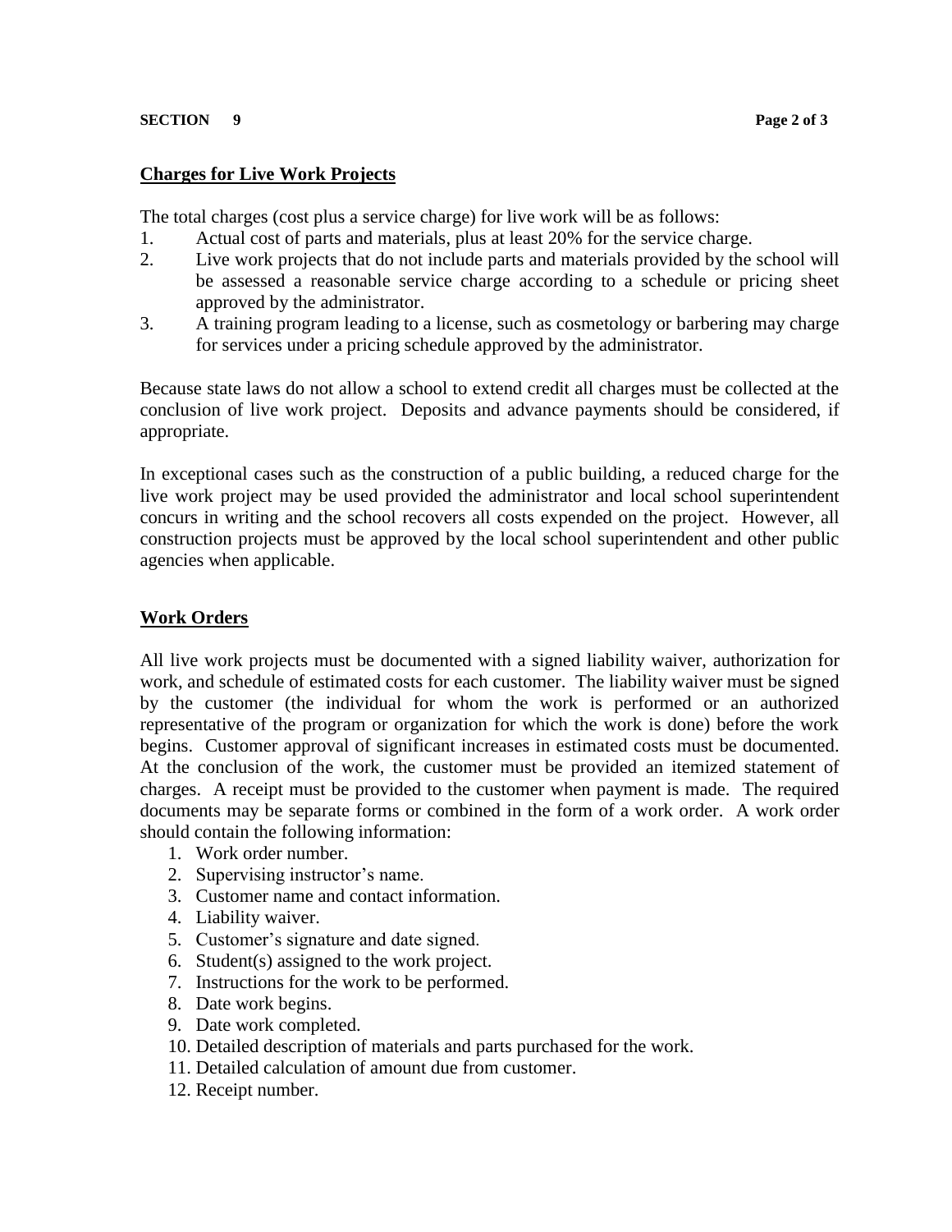## Charges for Live Work Projects

The total charges (cost plus a service charge) for live work will be as follows:

1. Actual cost of parts and materials, plus at least 20% for the service charge.
2. Live work projects that do not include parts and materials provided by the school will be assessed a reasonable service charge according to a schedule or pricing sheet approved by the administrator.
3. A training program leading to a license, such as cosmetology or barbering may charge for services under a pricing schedule approved by the administrator.

Because state laws do not allow a school to extend credit all charges must be collected at the conclusion of live work project. Deposits and advance payments should be considered, if appropriate.

In exceptional cases such as the construction of a public building, a reduced charge for the live work project may be used provided the administrator and local school superintendent concurs in writing and the school recovers all costs expended on the project. However, all construction projects must be approved by the local school superintendent and other public agencies when applicable.

## Work Orders

All live work projects must be documented with a signed liability waiver, authorization for work, and schedule of estimated costs for each customer. The liability waiver must be signed by the customer (the individual for whom the work is performed or an authorized representative of the program or organization for which the work is done) before the work begins. Customer approval of significant increases in estimated costs must be documented. At the conclusion of the work, the customer must be provided an itemized statement of charges. A receipt must be provided to the customer when payment is made. The required documents may be separate forms or combined in the form of a work order. A work order should contain the following information:

1. Work order number.
2. Supervising instructor's name.
3. Customer name and contact information.
4. Liability waiver.
5. Customer's signature and date signed.
6. Student(s) assigned to the work project.
7. Instructions for the work to be performed.
8. Date work begins.
9. Date work completed.
10. Detailed description of materials and parts purchased for the work.
11. Detailed calculation of amount due from customer.
12. Receipt number.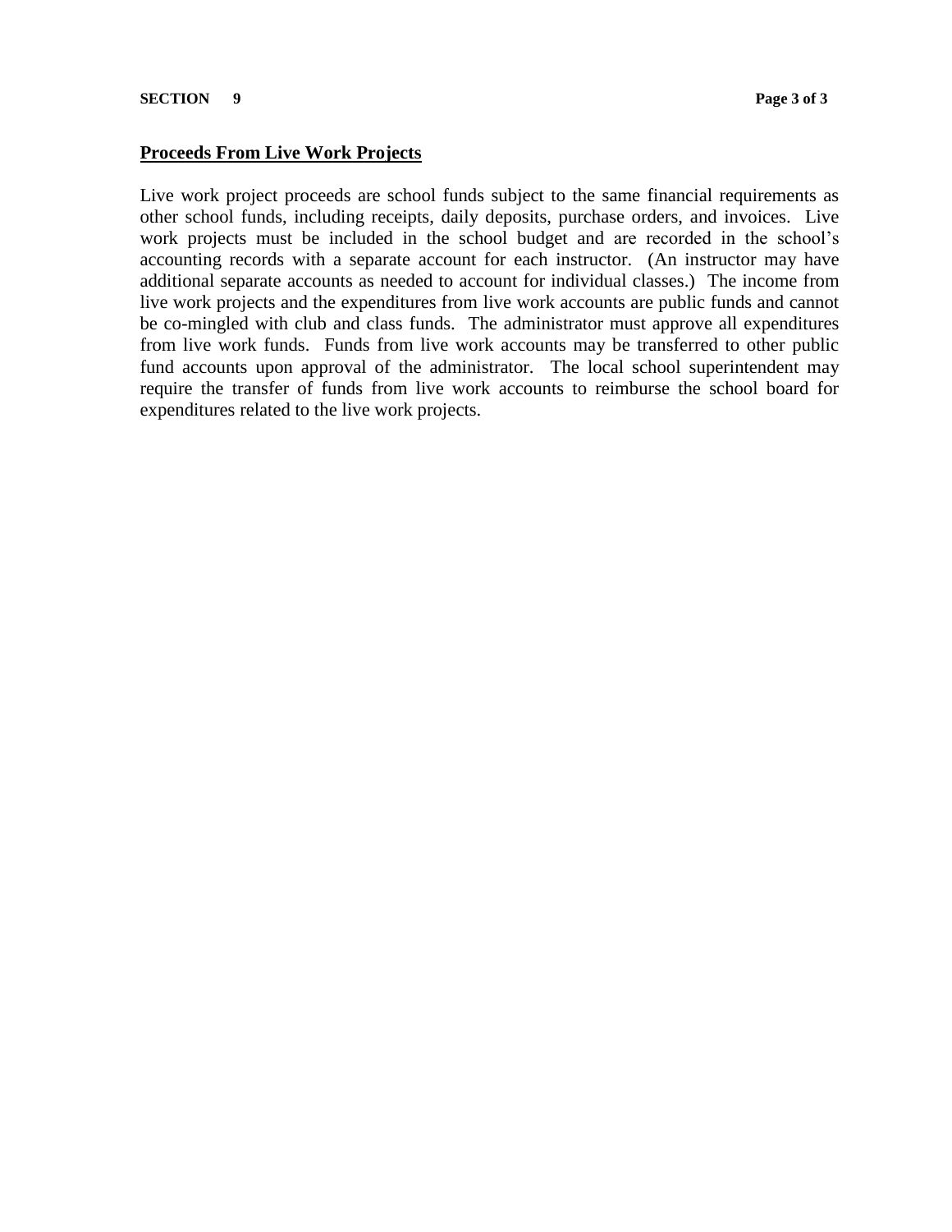## Proceeds From Live Work Projects

Live work project proceeds are school funds subject to the same financial requirements as other school funds, including receipts, daily deposits, purchase orders, and invoices. Live work projects must be included in the school budget and are recorded in the school's accounting records with a separate account for each instructor. (An instructor may have additional separate accounts as needed to account for individual classes.) The income from live work projects and the expenditures from live work accounts are public funds and cannot be co-mingled with club and class funds. The administrator must approve all expenditures from live work funds. Funds from live work accounts may be transferred to other public fund accounts upon approval of the administrator. The local school superintendent may require the transfer of funds from live work accounts to reimburse the school board for expenditures related to the live work projects.